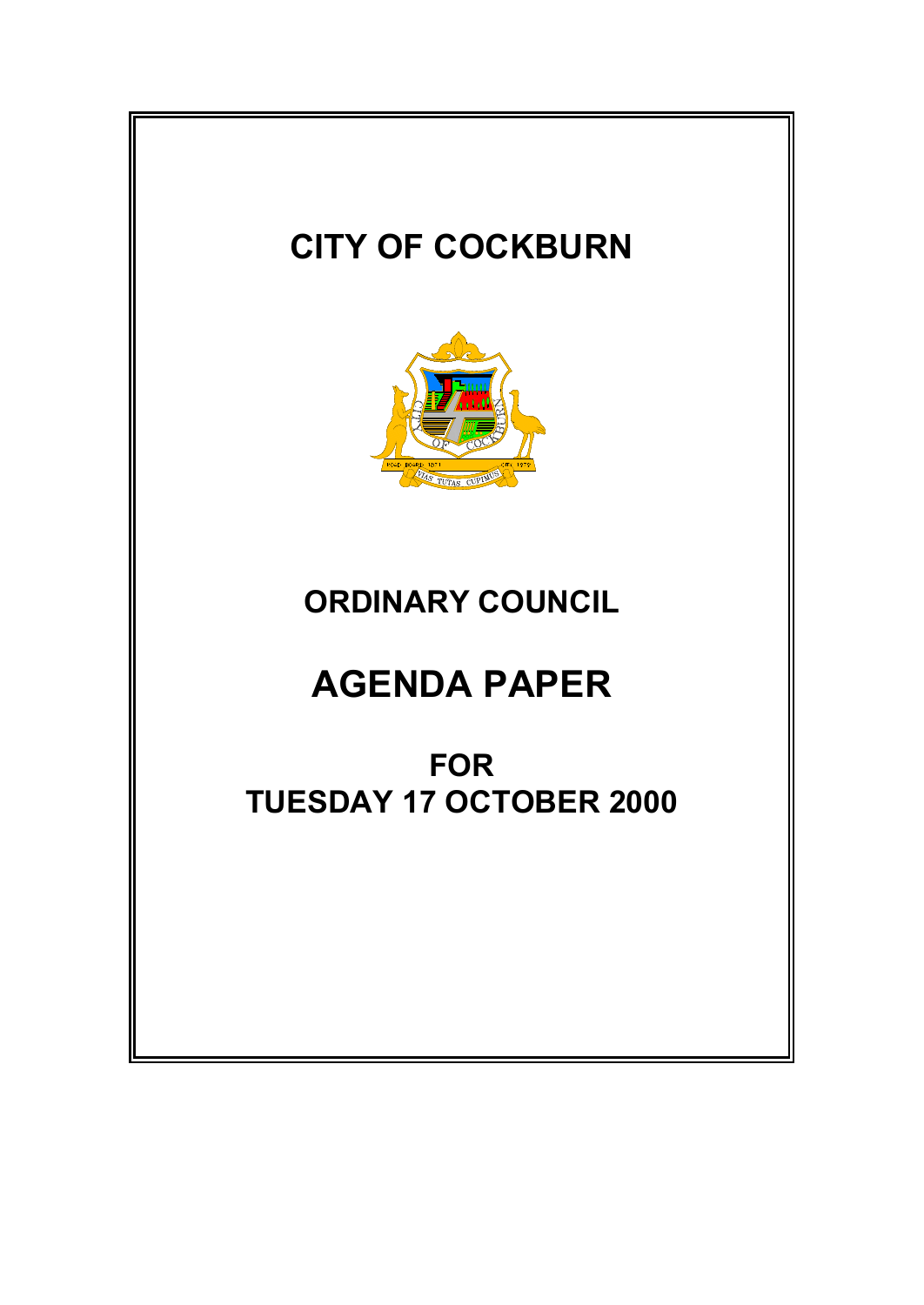# CITY OF COCKBURN

# ORDINARY COUNCIL

# AGENDA PAPER

## FOR
## TUESDAY 17 OCTOBER 2000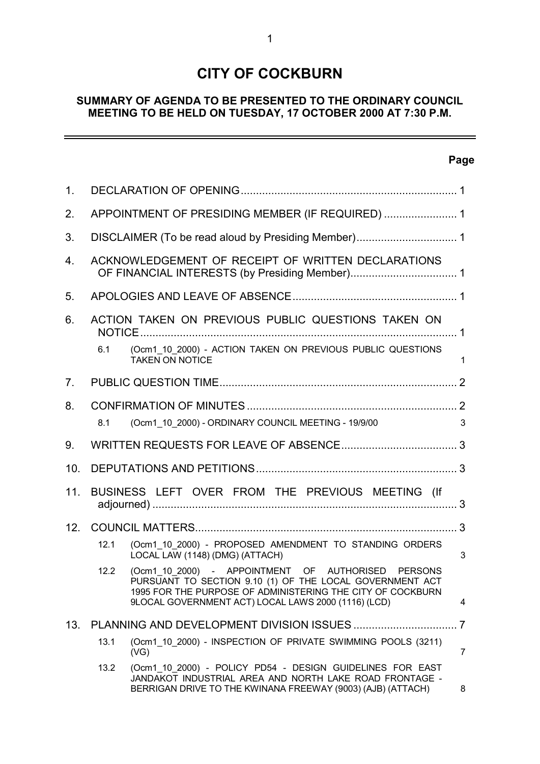# CITY OF COCKBURN

## SUMMARY OF AGENDA TO BE PRESENTED TO THE ORDINARY COUNCIL MEETING TO BE HELD ON TUESDAY, 17 OCTOBER 2000 AT 7:30 P.M.

| | | | Page |
|---|---|---|---|
| 1. | DECLARATION OF OPENING | | 1 |
| 2. | APPOINTMENT OF PRESIDING MEMBER (IF REQUIRED) | | 1 |
| 3. | DISCLAIMER (To be read aloud by Presiding Member) | | 1 |
| 4. | ACKNOWLEDGEMENT OF RECEIPT OF WRITTEN DECLARATIONS OF FINANCIAL INTERESTS (by Presiding Member) | | 1 |
| 5. | APOLOGIES AND LEAVE OF ABSENCE | | 1 |
| 6. | ACTION TAKEN ON PREVIOUS PUBLIC QUESTIONS TAKEN ON NOTICE | | 1 |
| | 6.1 | (Ocm1_10_2000) - ACTION TAKEN ON PREVIOUS PUBLIC QUESTIONS TAKEN ON NOTICE | 1 |
| 7. | PUBLIC QUESTION TIME | | 2 |
| 8. | CONFIRMATION OF MINUTES | | 2 |
| | 8.1 | (Ocm1_10_2000) - ORDINARY COUNCIL MEETING - 19/9/00 | 3 |
| 9. | WRITTEN REQUESTS FOR LEAVE OF ABSENCE | | 3 |
| 10. | DEPUTATIONS AND PETITIONS | | 3 |
| 11. | BUSINESS LEFT OVER FROM THE PREVIOUS MEETING (If adjourned) | | 3 |
| 12. | COUNCIL MATTERS | | 3 |
| | 12.1 | (Ocm1_10_2000) - PROPOSED AMENDMENT TO STANDING ORDERS LOCAL LAW (1148) (DMG) (ATTACH) | 3 |
| | 12.2 | (Ocm1_10_2000) - APPOINTMENT OF AUTHORISED PERSONS PURSUANT TO SECTION 9.10 (1) OF THE LOCAL GOVERNMENT ACT 1995 FOR THE PURPOSE OF ADMINISTERING THE CITY OF COCKBURN 9LOCAL GOVERNMENT ACT) LOCAL LAWS 2000 (1116) (LCD) | 4 |
| 13. | PLANNING AND DEVELOPMENT DIVISION ISSUES | | 7 |
| | 13.1 | (Ocm1_10_2000) - INSPECTION OF PRIVATE SWIMMING POOLS (3211) (VG) | 7 |
| | 13.2 | (Ocm1_10_2000) - POLICY PD54 - DESIGN GUIDELINES FOR EAST JANDAKOT INDUSTRIAL AREA AND NORTH LAKE ROAD FRONTAGE - BERRIGAN DRIVE TO THE KWINANA FREEWAY (9003) (AJB) (ATTACH) | 8 |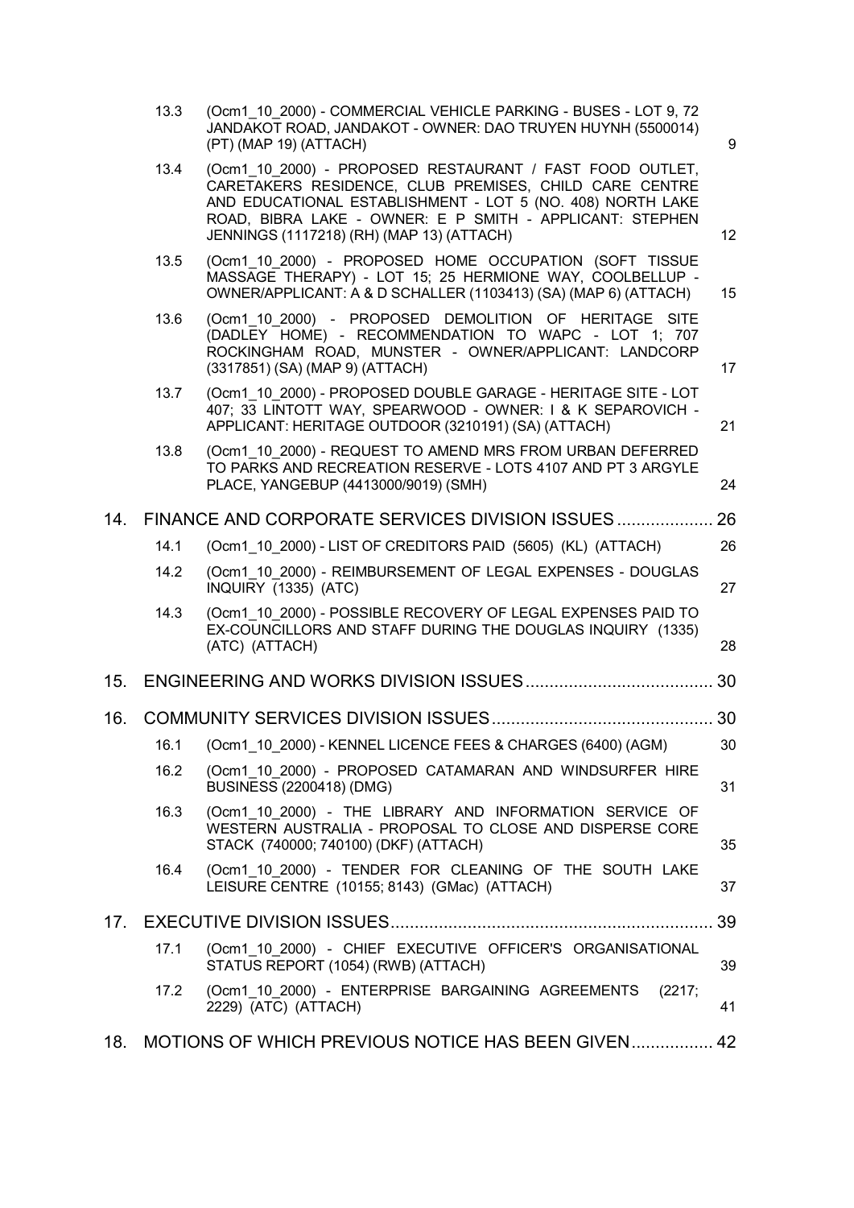| | | |
|---|---|---|
| 13.3 | (Ocm1_10_2000) - COMMERCIAL VEHICLE PARKING - BUSES - LOT 9, 72 JANDAKOT ROAD, JANDAKOT - OWNER: DAO TRUYEN HUYNH (5500014) (PT) (MAP 19) (ATTACH) | 9 |
| 13.4 | (Ocm1_10_2000) - PROPOSED RESTAURANT / FAST FOOD OUTLET, CARETAKERS RESIDENCE, CLUB PREMISES, CHILD CARE CENTRE AND EDUCATIONAL ESTABLISHMENT - LOT 5 (NO. 408) NORTH LAKE ROAD, BIBRA LAKE - OWNER: E P SMITH - APPLICANT: STEPHEN JENNINGS (1117218) (RH) (MAP 13) (ATTACH) | 12 |
| 13.5 | (Ocm1_10_2000) - PROPOSED HOME OCCUPATION (SOFT TISSUE MASSAGE THERAPY) - LOT 15; 25 HERMIONE WAY, COOLBELLUP - OWNER/APPLICANT: A & D SCHALLER (1103413) (SA) (MAP 6) (ATTACH) | 15 |
| 13.6 | (Ocm1_10_2000) - PROPOSED DEMOLITION OF HERITAGE SITE (DADLEY HOME) - RECOMMENDATION TO WAPC - LOT 1; 707 ROCKINGHAM ROAD, MUNSTER - OWNER/APPLICANT: LANDCORP (3317851) (SA) (MAP 9) (ATTACH) | 17 |
| 13.7 | (Ocm1_10_2000) - PROPOSED DOUBLE GARAGE - HERITAGE SITE - LOT 407; 33 LINTOTT WAY, SPEARWOOD - OWNER: I & K SEPAROVICH - APPLICANT: HERITAGE OUTDOOR (3210191) (SA) (ATTACH) | 21 |
| 13.8 | (Ocm1_10_2000) - REQUEST TO AMEND MRS FROM URBAN DEFERRED TO PARKS AND RECREATION RESERVE - LOTS 4107 AND PT 3 ARGYLE PLACE, YANGEBUP (4413000/9019) (SMH) | 24 |

## 14. FINANCE AND CORPORATE SERVICES DIVISION ISSUES .................... 26

| | | |
|---|---|---|
| 14.1 | (Ocm1_10_2000) - LIST OF CREDITORS PAID (5605) (KL) (ATTACH) | 26 |
| 14.2 | (Ocm1_10_2000) - REIMBURSEMENT OF LEGAL EXPENSES - DOUGLAS INQUIRY (1335) (ATC) | 27 |
| 14.3 | (Ocm1_10_2000) - POSSIBLE RECOVERY OF LEGAL EXPENSES PAID TO EX-COUNCILLORS AND STAFF DURING THE DOUGLAS INQUIRY (1335) (ATC) (ATTACH) | 28 |

## 15. ENGINEERING AND WORKS DIVISION ISSUES ....................................... 30

## 16. COMMUNITY SERVICES DIVISION ISSUES .............................................. 30

| | | |
|---|---|---|
| 16.1 | (Ocm1_10_2000) - KENNEL LICENCE FEES & CHARGES (6400) (AGM) | 30 |
| 16.2 | (Ocm1_10_2000) - PROPOSED CATAMARAN AND WINDSURFER HIRE BUSINESS (2200418) (DMG) | 31 |
| 16.3 | (Ocm1_10_2000) - THE LIBRARY AND INFORMATION SERVICE OF WESTERN AUSTRALIA - PROPOSAL TO CLOSE AND DISPERSE CORE STACK (740000; 740100) (DKF) (ATTACH) | 35 |
| 16.4 | (Ocm1_10_2000) - TENDER FOR CLEANING OF THE SOUTH LAKE LEISURE CENTRE (10155; 8143) (GMac) (ATTACH) | 37 |

## 17. EXECUTIVE DIVISION ISSUES .................................................................. 39

| | | |
|---|---|---|
| 17.1 | (Ocm1_10_2000) - CHIEF EXECUTIVE OFFICER'S ORGANISATIONAL STATUS REPORT (1054) (RWB) (ATTACH) | 39 |
| 17.2 | (Ocm1_10_2000) - ENTERPRISE BARGAINING AGREEMENTS (2217; 2229) (ATC) (ATTACH) | 41 |

## 18. MOTIONS OF WHICH PREVIOUS NOTICE HAS BEEN GIVEN ................. 42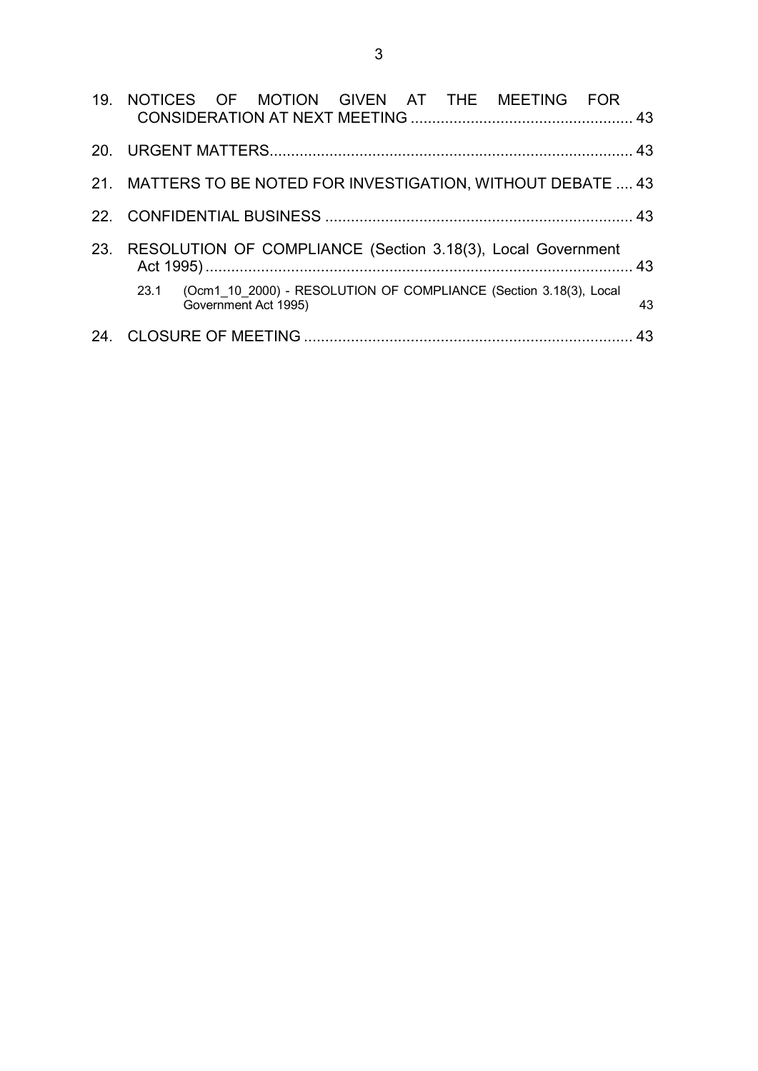19. NOTICES OF MOTION GIVEN AT THE MEETING FOR CONSIDERATION AT NEXT MEETING ................................................... 43

20. URGENT MATTERS.................................................................................... 43

21. MATTERS TO BE NOTED FOR INVESTIGATION, WITHOUT DEBATE .... 43

22. CONFIDENTIAL BUSINESS ....................................................................... 43

23. RESOLUTION OF COMPLIANCE (Section 3.18(3), Local Government Act 1995) .................................................................................................... 43

    23.1 (Ocm1_10_2000) - RESOLUTION OF COMPLIANCE (Section 3.18(3), Local Government Act 1995) 43

24. CLOSURE OF MEETING ............................................................................ 43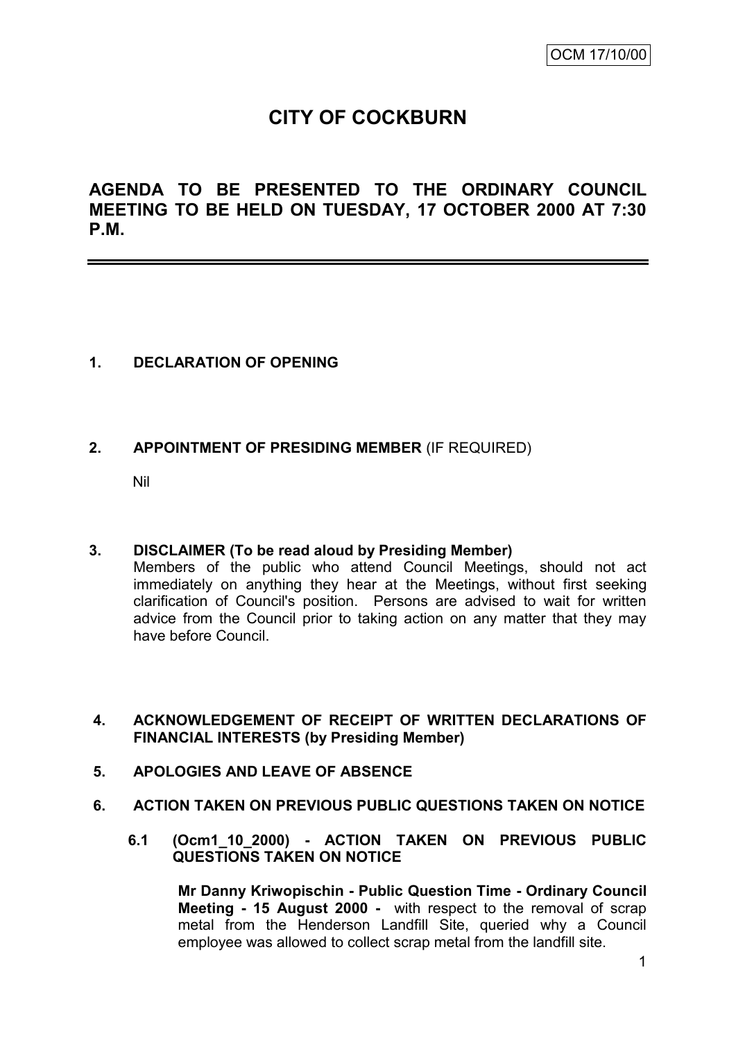OCM 17/10/00

# CITY OF COCKBURN

## AGENDA TO BE PRESENTED TO THE ORDINARY COUNCIL MEETING TO BE HELD ON TUESDAY, 17 OCTOBER 2000 AT 7:30 P.M.

### 1. DECLARATION OF OPENING

### 2. APPOINTMENT OF PRESIDING MEMBER (IF REQUIRED)

Nil

### 3. DISCLAIMER (To be read aloud by Presiding Member)

Members of the public who attend Council Meetings, should not act immediately on anything they hear at the Meetings, without first seeking clarification of Council's position. Persons are advised to wait for written advice from the Council prior to taking action on any matter that they may have before Council.

### 4. ACKNOWLEDGEMENT OF RECEIPT OF WRITTEN DECLARATIONS OF FINANCIAL INTERESTS (by Presiding Member)

### 5. APOLOGIES AND LEAVE OF ABSENCE

### 6. ACTION TAKEN ON PREVIOUS PUBLIC QUESTIONS TAKEN ON NOTICE

#### 6.1 (Ocm1_10_2000) - ACTION TAKEN ON PREVIOUS PUBLIC QUESTIONS TAKEN ON NOTICE

**Mr Danny Kriwopischin - Public Question Time - Ordinary Council Meeting - 15 August 2000 -** with respect to the removal of scrap metal from the Henderson Landfill Site, queried why a Council employee was allowed to collect scrap metal from the landfill site.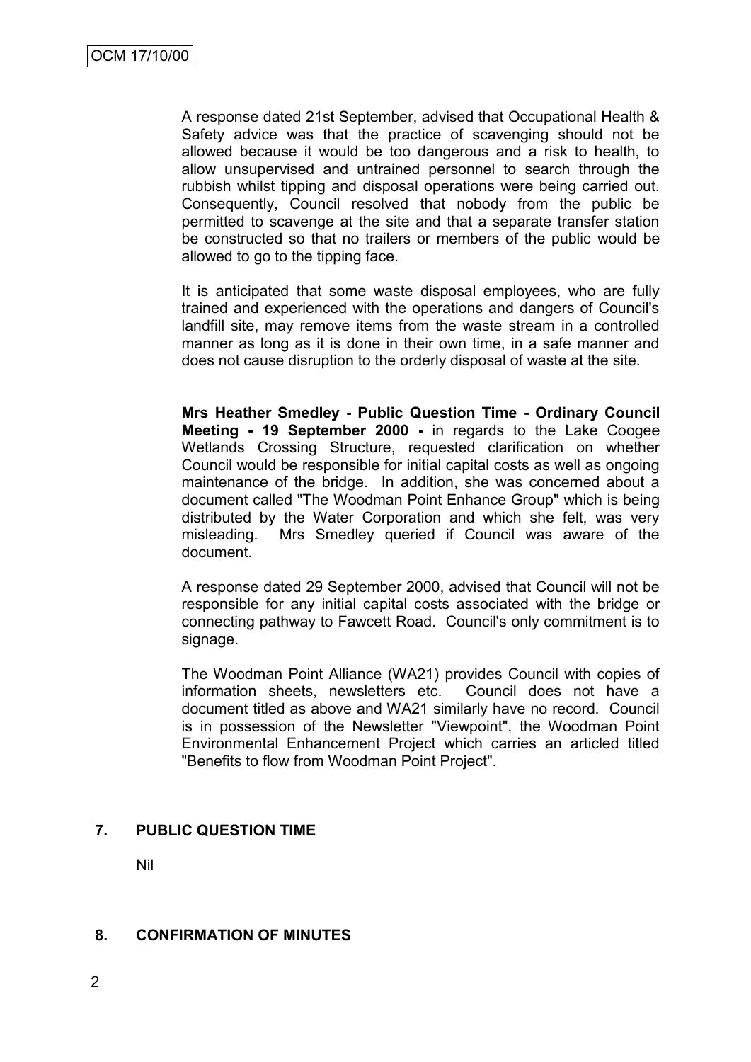A response dated 21st September, advised that Occupational Health & Safety advice was that the practice of scavenging should not be allowed because it would be too dangerous and a risk to health, to allow unsupervised and untrained personnel to search through the rubbish whilst tipping and disposal operations were being carried out. Consequently, Council resolved that nobody from the public be permitted to scavenge at the site and that a separate transfer station be constructed so that no trailers or members of the public would be allowed to go to the tipping face.

It is anticipated that some waste disposal employees, who are fully trained and experienced with the operations and dangers of Council's landfill site, may remove items from the waste stream in a controlled manner as long as it is done in their own time, in a safe manner and does not cause disruption to the orderly disposal of waste at the site.

**Mrs Heather Smedley - Public Question Time - Ordinary Council Meeting - 19 September 2000 -** in regards to the Lake Coogee Wetlands Crossing Structure, requested clarification on whether Council would be responsible for initial capital costs as well as ongoing maintenance of the bridge. In addition, she was concerned about a document called "The Woodman Point Enhance Group" which is being distributed by the Water Corporation and which she felt, was very misleading. Mrs Smedley queried if Council was aware of the document.

A response dated 29 September 2000, advised that Council will not be responsible for any initial capital costs associated with the bridge or connecting pathway to Fawcett Road. Council's only commitment is to signage.

The Woodman Point Alliance (WA21) provides Council with copies of information sheets, newsletters etc. Council does not have a document titled as above and WA21 similarly have no record. Council is in possession of the Newsletter "Viewpoint", the Woodman Point Environmental Enhancement Project which carries an articled titled "Benefits to flow from Woodman Point Project".

## 7. PUBLIC QUESTION TIME

Nil

## 8. CONFIRMATION OF MINUTES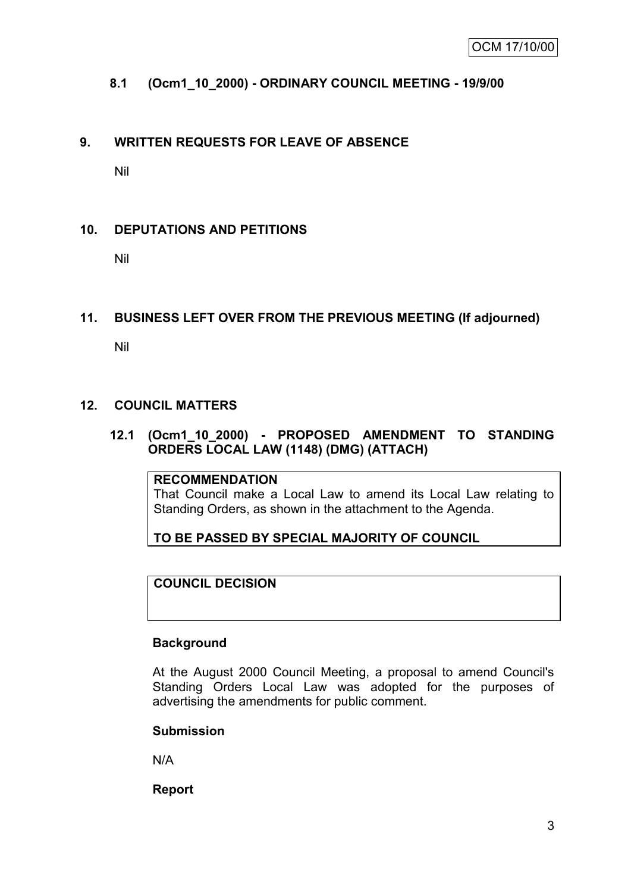### 8.1 (Ocm1_10_2000) - ORDINARY COUNCIL MEETING - 19/9/00

## 9. WRITTEN REQUESTS FOR LEAVE OF ABSENCE

Nil

## 10. DEPUTATIONS AND PETITIONS

Nil

## 11. BUSINESS LEFT OVER FROM THE PREVIOUS MEETING (If adjourned)

Nil

## 12. COUNCIL MATTERS

### 12.1 (Ocm1_10_2000) - PROPOSED AMENDMENT TO STANDING ORDERS LOCAL LAW (1148) (DMG) (ATTACH)

**RECOMMENDATION**

That Council make a Local Law to amend its Local Law relating to Standing Orders, as shown in the attachment to the Agenda.

**TO BE PASSED BY SPECIAL MAJORITY OF COUNCIL**

**COUNCIL DECISION**

**Background**

At the August 2000 Council Meeting, a proposal to amend Council's Standing Orders Local Law was adopted for the purposes of advertising the amendments for public comment.

**Submission**

N/A

**Report**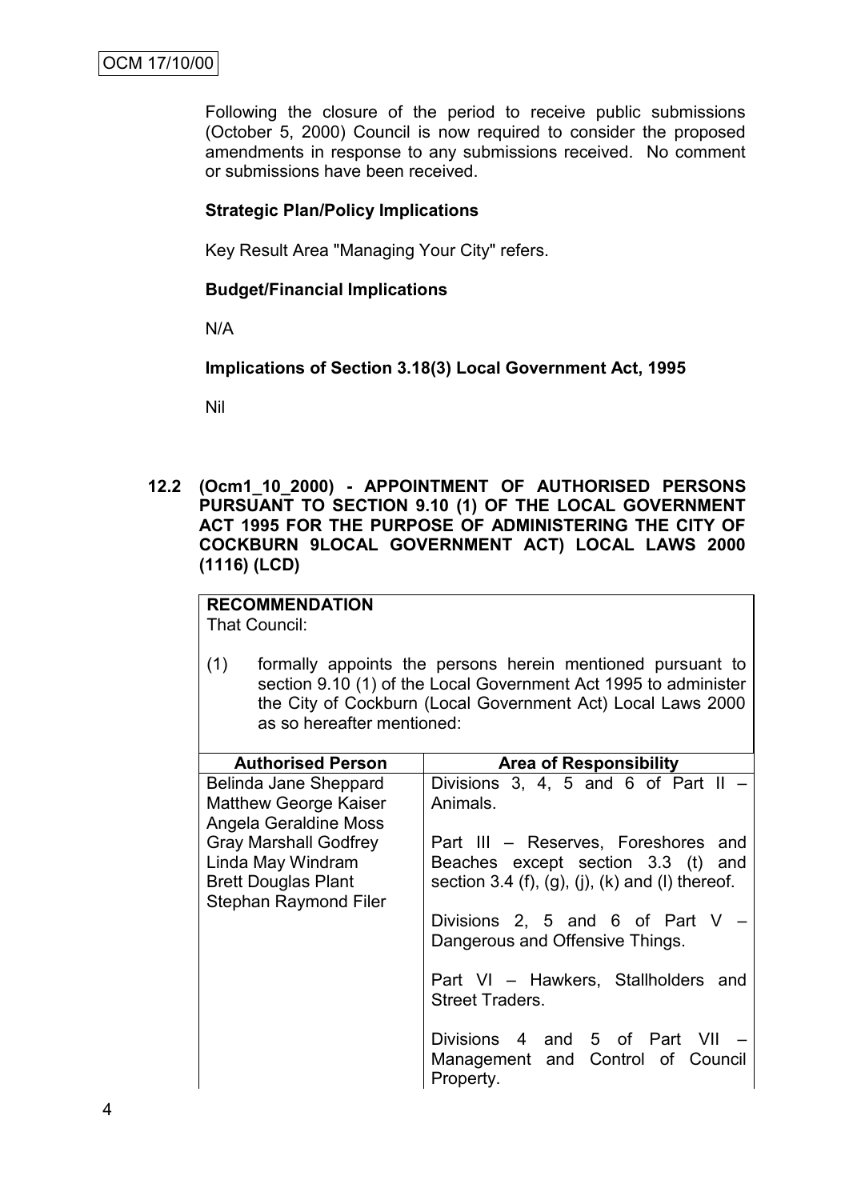Following the closure of the period to receive public submissions (October 5, 2000) Council is now required to consider the proposed amendments in response to any submissions received. No comment or submissions have been received.

**Strategic Plan/Policy Implications**

Key Result Area "Managing Your City" refers.

**Budget/Financial Implications**

N/A

**Implications of Section 3.18(3) Local Government Act, 1995**

Nil

**12.2 (Ocm1_10_2000) - APPOINTMENT OF AUTHORISED PERSONS PURSUANT TO SECTION 9.10 (1) OF THE LOCAL GOVERNMENT ACT 1995 FOR THE PURPOSE OF ADMINISTERING THE CITY OF COCKBURN 9LOCAL GOVERNMENT ACT) LOCAL LAWS 2000 (1116) (LCD)**

**RECOMMENDATION**

That Council:

(1) formally appoints the persons herein mentioned pursuant to section 9.10 (1) of the Local Government Act 1995 to administer the City of Cockburn (Local Government Act) Local Laws 2000 as so hereafter mentioned:

| Authorised Person | Area of Responsibility |
|---|---|
| Belinda Jane Sheppard<br>Matthew George Kaiser<br>Angela Geraldine Moss<br>Gray Marshall Godfrey<br>Linda May Windram<br>Brett Douglas Plant<br>Stephan Raymond Filer | Divisions 3, 4, 5 and 6 of Part II – Animals.<br><br>Part III – Reserves, Foreshores and Beaches except section 3.3 (t) and section 3.4 (f), (g), (j), (k) and (l) thereof.<br><br>Divisions 2, 5 and 6 of Part V – Dangerous and Offensive Things.<br><br>Part VI – Hawkers, Stallholders and Street Traders.<br><br>Divisions 4 and 5 of Part VII – Management and Control of Council Property. |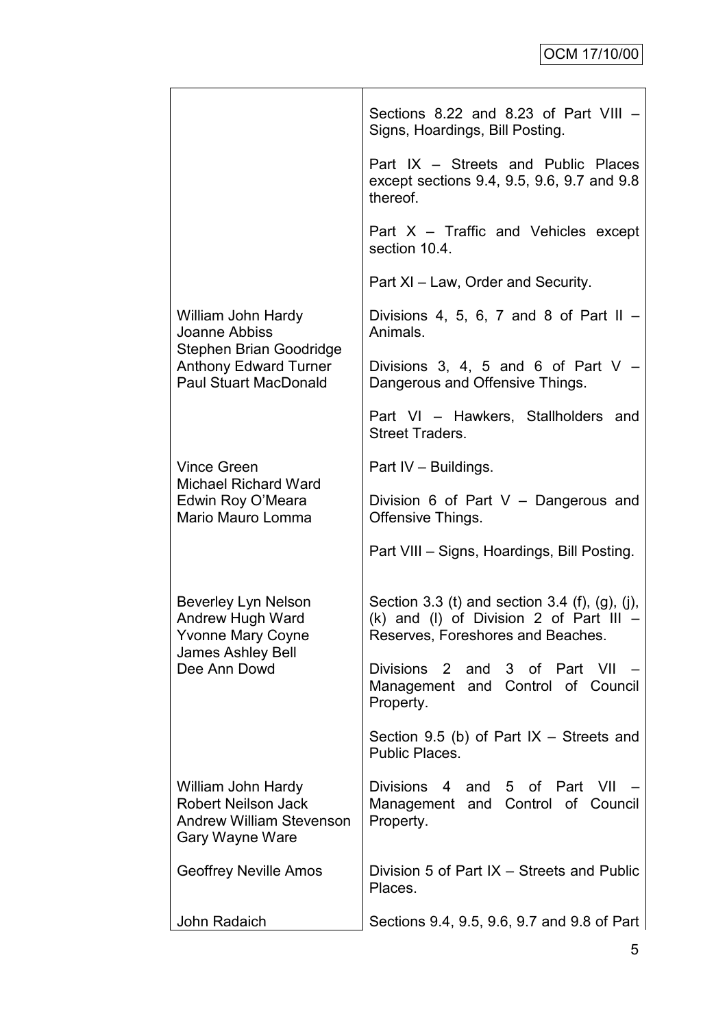| | |
|---|---|
| | Sections 8.22 and 8.23 of Part VIII – Signs, Hoardings, Bill Posting.<br><br>Part IX – Streets and Public Places except sections 9.4, 9.5, 9.6, 9.7 and 9.8 thereof.<br><br>Part X – Traffic and Vehicles except section 10.4.<br><br>Part XI – Law, Order and Security. |
| William John Hardy<br>Joanne Abbiss<br>Stephen Brian Goodridge<br>Anthony Edward Turner<br>Paul Stuart MacDonald | Divisions 4, 5, 6, 7 and 8 of Part II – Animals.<br><br>Divisions 3, 4, 5 and 6 of Part V – Dangerous and Offensive Things.<br><br>Part VI – Hawkers, Stallholders and Street Traders. |
| Vince Green<br>Michael Richard Ward<br>Edwin Roy O'Meara<br>Mario Mauro Lomma | Part IV – Buildings.<br><br>Division 6 of Part V – Dangerous and Offensive Things.<br><br>Part VIII – Signs, Hoardings, Bill Posting. |
| Beverley Lyn Nelson<br>Andrew Hugh Ward<br>Yvonne Mary Coyne<br>James Ashley Bell<br>Dee Ann Dowd | Section 3.3 (t) and section 3.4 (f), (g), (j), (k) and (l) of Division 2 of Part III – Reserves, Foreshores and Beaches.<br><br>Divisions 2 and 3 of Part VII – Management and Control of Council Property.<br><br>Section 9.5 (b) of Part IX – Streets and Public Places. |
| William John Hardy<br>Robert Neilson Jack<br>Andrew William Stevenson<br>Gary Wayne Ware | Divisions 4 and 5 of Part VII – Management and Control of Council Property. |
| Geoffrey Neville Amos | Division 5 of Part IX – Streets and Public Places. |
| John Radaich | Sections 9.4, 9.5, 9.6, 9.7 and 9.8 of Part |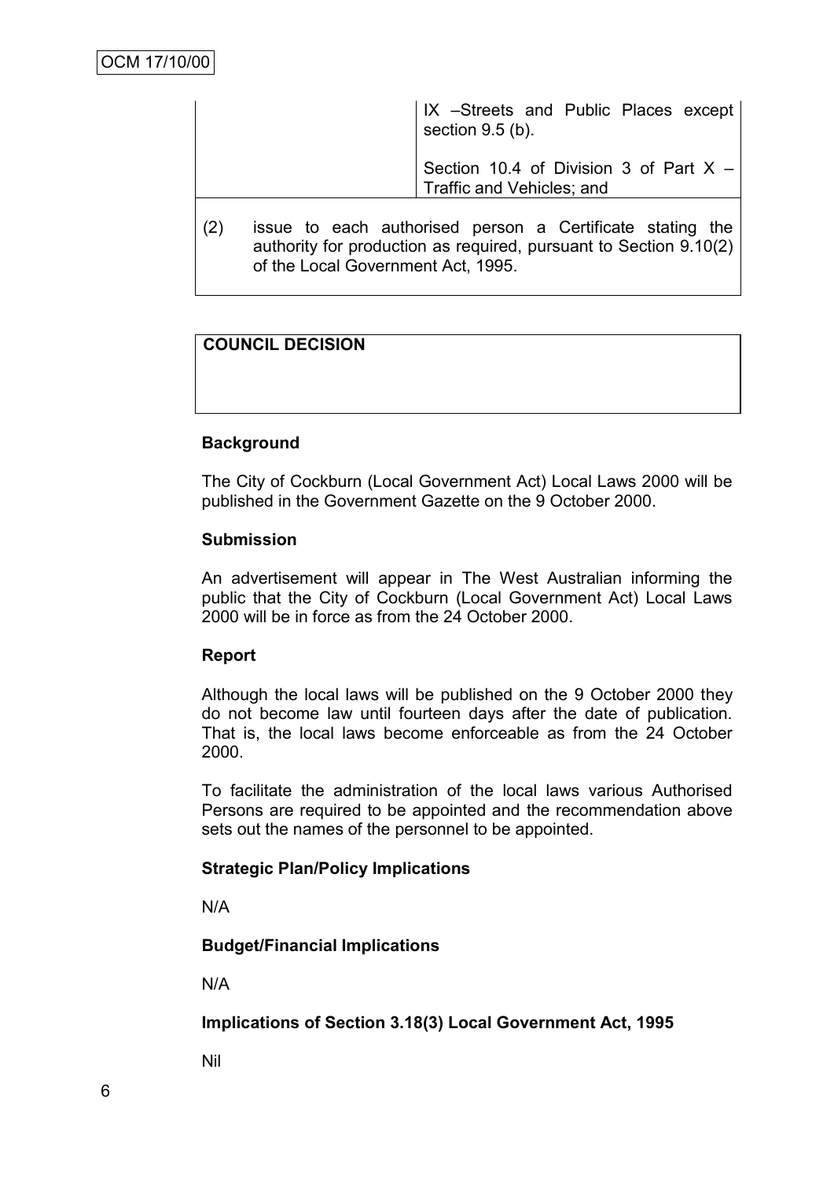| | IX –Streets and Public Places except section 9.5 (b). |
|---|---|
| | Section 10.4 of Division 3 of Part X – Traffic and Vehicles; and |

(2) issue to each authorised person a Certificate stating the authority for production as required, pursuant to Section 9.10(2) of the Local Government Act, 1995.

| COUNCIL DECISION |
|---|
| |

**Background**

The City of Cockburn (Local Government Act) Local Laws 2000 will be published in the Government Gazette on the 9 October 2000.

**Submission**

An advertisement will appear in The West Australian informing the public that the City of Cockburn (Local Government Act) Local Laws 2000 will be in force as from the 24 October 2000.

**Report**

Although the local laws will be published on the 9 October 2000 they do not become law until fourteen days after the date of publication. That is, the local laws become enforceable as from the 24 October 2000.

To facilitate the administration of the local laws various Authorised Persons are required to be appointed and the recommendation above sets out the names of the personnel to be appointed.

**Strategic Plan/Policy Implications**

N/A

**Budget/Financial Implications**

N/A

**Implications of Section 3.18(3) Local Government Act, 1995**

Nil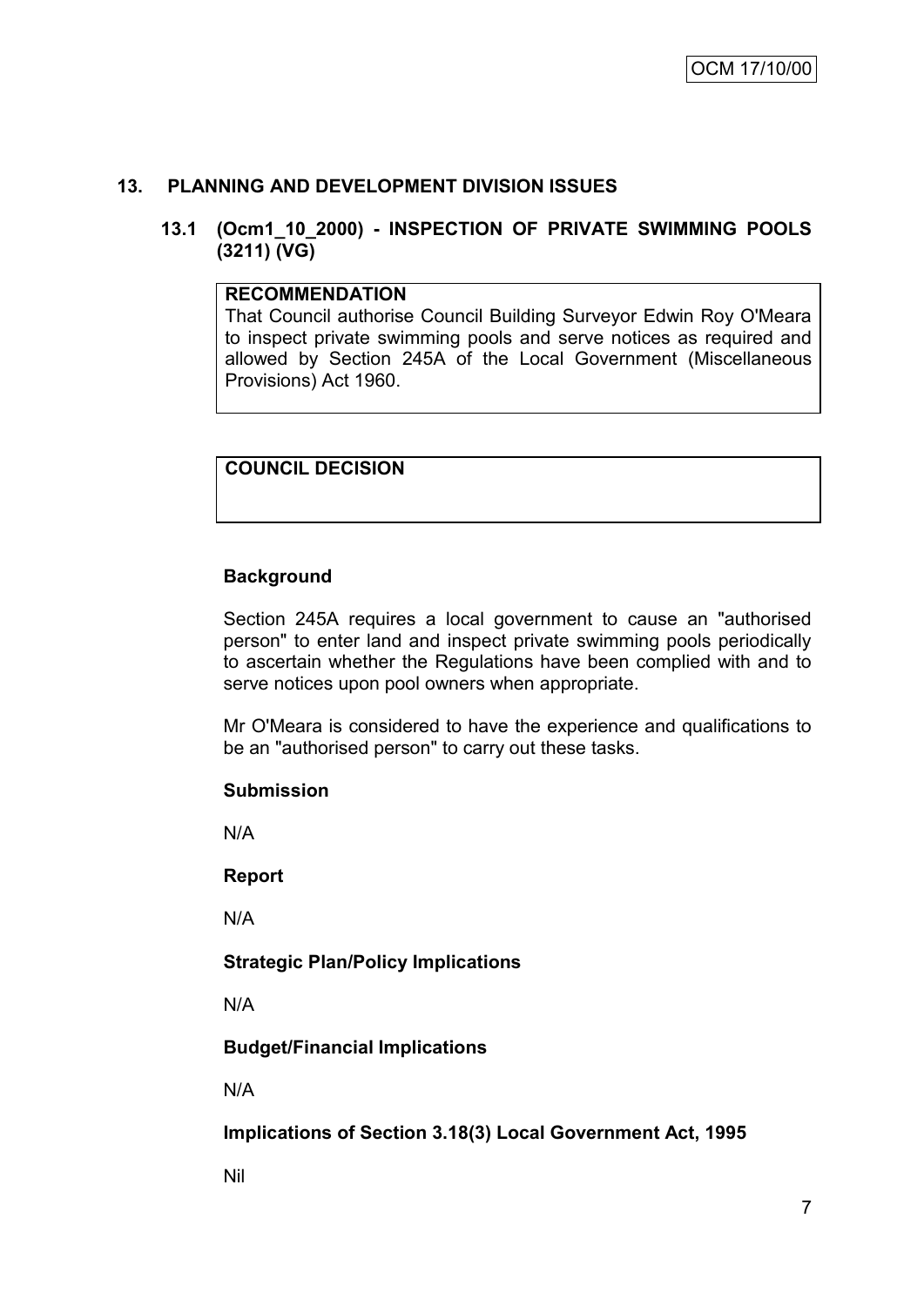## 13. PLANNING AND DEVELOPMENT DIVISION ISSUES

### 13.1 (Ocm1_10_2000) - INSPECTION OF PRIVATE SWIMMING POOLS (3211) (VG)

**RECOMMENDATION**

That Council authorise Council Building Surveyor Edwin Roy O'Meara to inspect private swimming pools and serve notices as required and allowed by Section 245A of the Local Government (Miscellaneous Provisions) Act 1960.

**COUNCIL DECISION**

**Background**

Section 245A requires a local government to cause an "authorised person" to enter land and inspect private swimming pools periodically to ascertain whether the Regulations have been complied with and to serve notices upon pool owners when appropriate.

Mr O'Meara is considered to have the experience and qualifications to be an "authorised person" to carry out these tasks.

**Submission**

N/A

**Report**

N/A

**Strategic Plan/Policy Implications**

N/A

**Budget/Financial Implications**

N/A

**Implications of Section 3.18(3) Local Government Act, 1995**

Nil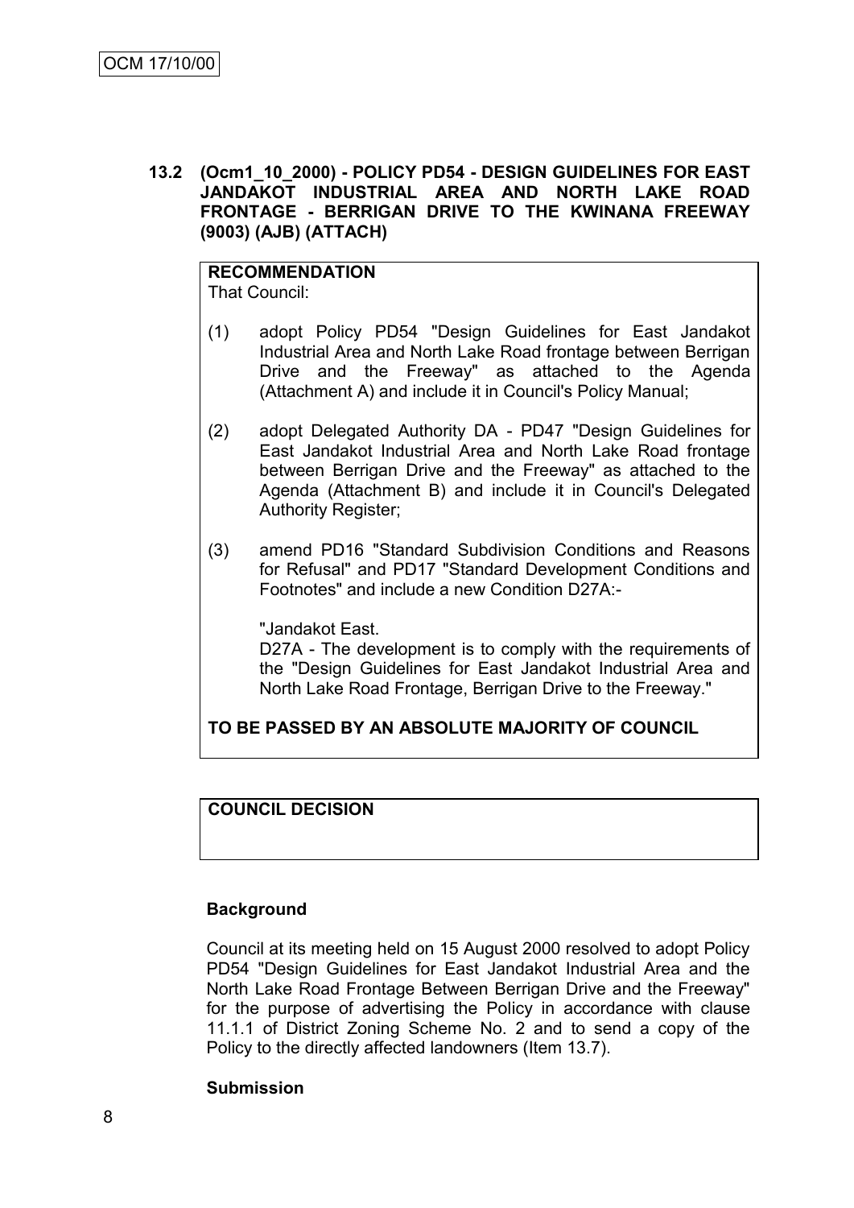### 13.2 (Ocm1_10_2000) - POLICY PD54 - DESIGN GUIDELINES FOR EAST JANDAKOT INDUSTRIAL AREA AND NORTH LAKE ROAD FRONTAGE - BERRIGAN DRIVE TO THE KWINANA FREEWAY (9003) (AJB) (ATTACH)

**RECOMMENDATION**
That Council:

(1) adopt Policy PD54 "Design Guidelines for East Jandakot Industrial Area and North Lake Road frontage between Berrigan Drive and the Freeway" as attached to the Agenda (Attachment A) and include it in Council's Policy Manual;

(2) adopt Delegated Authority DA - PD47 "Design Guidelines for East Jandakot Industrial Area and North Lake Road frontage between Berrigan Drive and the Freeway" as attached to the Agenda (Attachment B) and include it in Council's Delegated Authority Register;

(3) amend PD16 "Standard Subdivision Conditions and Reasons for Refusal" and PD17 "Standard Development Conditions and Footnotes" and include a new Condition D27A:-

"Jandakot East.
D27A - The development is to comply with the requirements of the "Design Guidelines for East Jandakot Industrial Area and North Lake Road Frontage, Berrigan Drive to the Freeway."

**TO BE PASSED BY AN ABSOLUTE MAJORITY OF COUNCIL**

**COUNCIL DECISION**

**Background**

Council at its meeting held on 15 August 2000 resolved to adopt Policy PD54 "Design Guidelines for East Jandakot Industrial Area and the North Lake Road Frontage Between Berrigan Drive and the Freeway" for the purpose of advertising the Policy in accordance with clause 11.1.1 of District Zoning Scheme No. 2 and to send a copy of the Policy to the directly affected landowners (Item 13.7).

**Submission**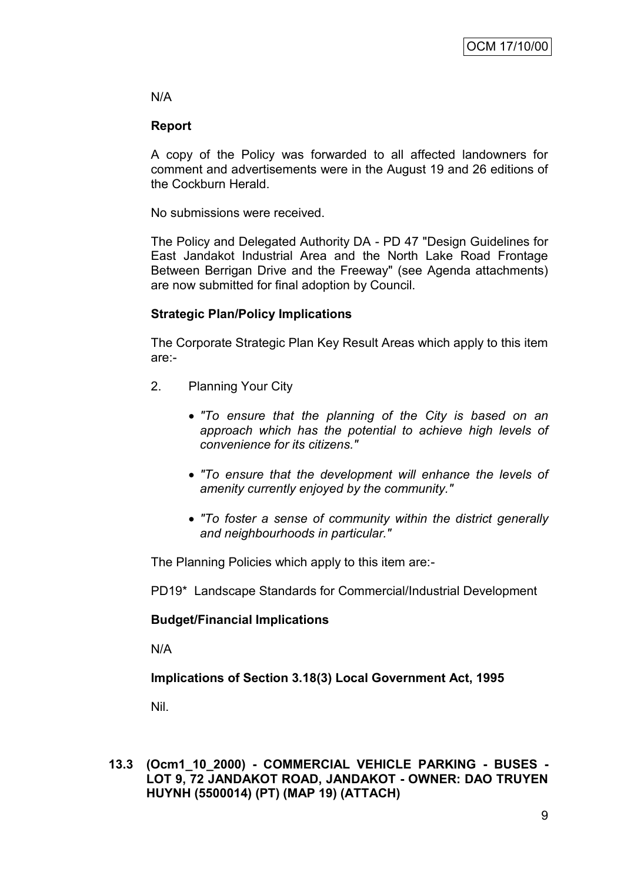N/A

**Report**

A copy of the Policy was forwarded to all affected landowners for comment and advertisements were in the August 19 and 26 editions of the Cockburn Herald.

No submissions were received.

The Policy and Delegated Authority DA - PD 47 "Design Guidelines for East Jandakot Industrial Area and the North Lake Road Frontage Between Berrigan Drive and the Freeway" (see Agenda attachments) are now submitted for final adoption by Council.

**Strategic Plan/Policy Implications**

The Corporate Strategic Plan Key Result Areas which apply to this item are:-

2. Planning Your City

   - *"To ensure that the planning of the City is based on an approach which has the potential to achieve high levels of convenience for its citizens."*
   - *"To ensure that the development will enhance the levels of amenity currently enjoyed by the community."*
   - *"To foster a sense of community within the district generally and neighbourhoods in particular."*

The Planning Policies which apply to this item are:-

PD19* Landscape Standards for Commercial/Industrial Development

**Budget/Financial Implications**

N/A

**Implications of Section 3.18(3) Local Government Act, 1995**

Nil.

**13.3 (Ocm1_10_2000) - COMMERCIAL VEHICLE PARKING - BUSES - LOT 9, 72 JANDAKOT ROAD, JANDAKOT - OWNER: DAO TRUYEN HUYNH (5500014) (PT) (MAP 19) (ATTACH)**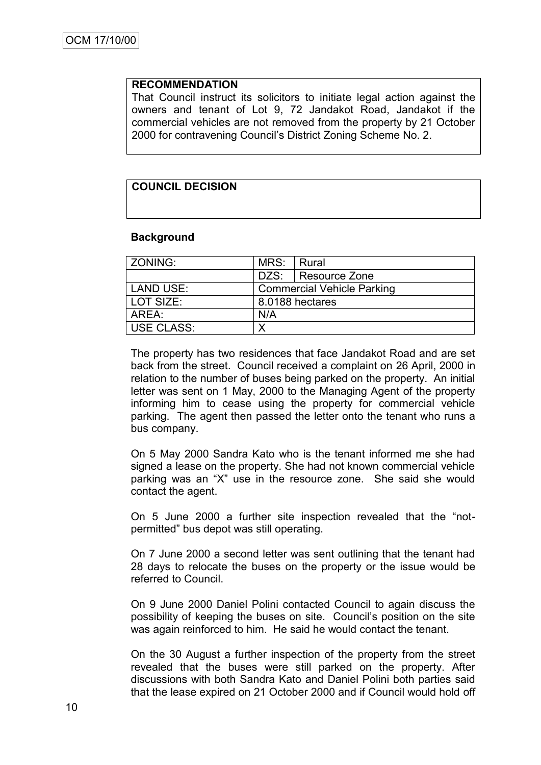**RECOMMENDATION**

That Council instruct its solicitors to initiate legal action against the owners and tenant of Lot 9, 72 Jandakot Road, Jandakot if the commercial vehicles are not removed from the property by 21 October 2000 for contravening Council's District Zoning Scheme No. 2.

**COUNCIL DECISION**

**Background**

| ZONING: | MRS: | Rural |
|---|---|---|
| | DZS: | Resource Zone |
| LAND USE: | Commercial Vehicle Parking | |
| LOT SIZE: | 8.0188 hectares | |
| AREA: | N/A | |
| USE CLASS: | X | |

The property has two residences that face Jandakot Road and are set back from the street. Council received a complaint on 26 April, 2000 in relation to the number of buses being parked on the property. An initial letter was sent on 1 May, 2000 to the Managing Agent of the property informing him to cease using the property for commercial vehicle parking. The agent then passed the letter onto the tenant who runs a bus company.

On 5 May 2000 Sandra Kato who is the tenant informed me she had signed a lease on the property. She had not known commercial vehicle parking was an "X" use in the resource zone. She said she would contact the agent.

On 5 June 2000 a further site inspection revealed that the "not-permitted" bus depot was still operating.

On 7 June 2000 a second letter was sent outlining that the tenant had 28 days to relocate the buses on the property or the issue would be referred to Council.

On 9 June 2000 Daniel Polini contacted Council to again discuss the possibility of keeping the buses on site. Council's position on the site was again reinforced to him. He said he would contact the tenant.

On the 30 August a further inspection of the property from the street revealed that the buses were still parked on the property. After discussions with both Sandra Kato and Daniel Polini both parties said that the lease expired on 21 October 2000 and if Council would hold off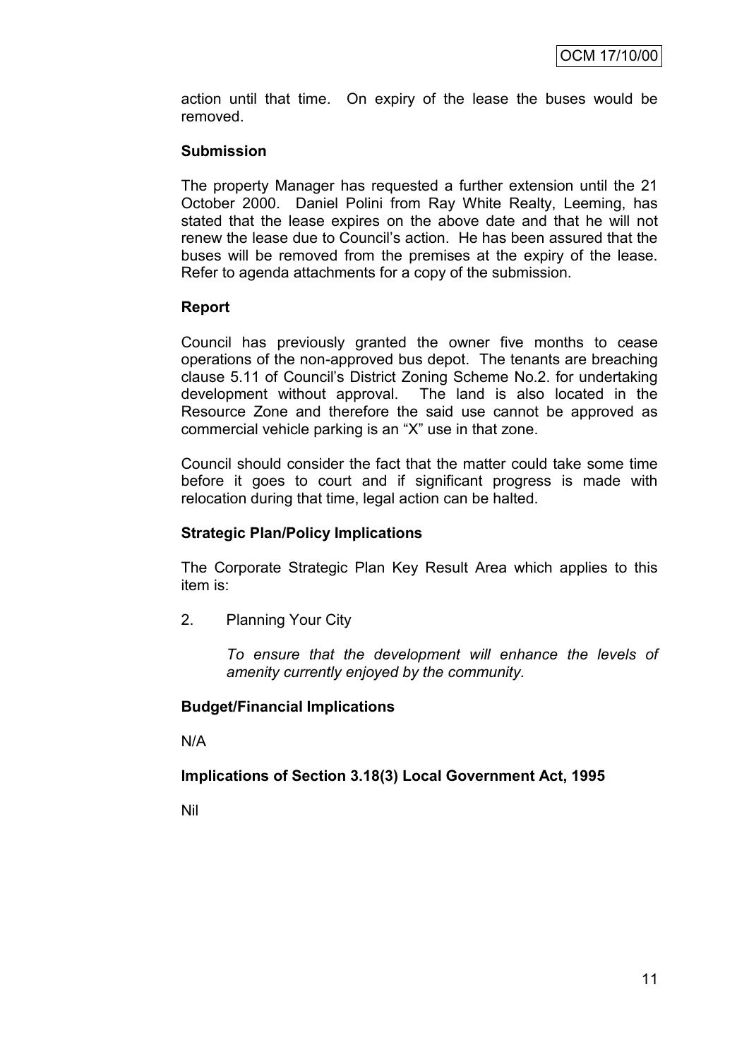action until that time. On expiry of the lease the buses would be removed.

**Submission**

The property Manager has requested a further extension until the 21 October 2000. Daniel Polini from Ray White Realty, Leeming, has stated that the lease expires on the above date and that he will not renew the lease due to Council's action. He has been assured that the buses will be removed from the premises at the expiry of the lease. Refer to agenda attachments for a copy of the submission.

**Report**

Council has previously granted the owner five months to cease operations of the non-approved bus depot. The tenants are breaching clause 5.11 of Council's District Zoning Scheme No.2. for undertaking development without approval. The land is also located in the Resource Zone and therefore the said use cannot be approved as commercial vehicle parking is an "X" use in that zone.

Council should consider the fact that the matter could take some time before it goes to court and if significant progress is made with relocation during that time, legal action can be halted.

**Strategic Plan/Policy Implications**

The Corporate Strategic Plan Key Result Area which applies to this item is:

2. Planning Your City

   *To ensure that the development will enhance the levels of amenity currently enjoyed by the community.*

**Budget/Financial Implications**

N/A

**Implications of Section 3.18(3) Local Government Act, 1995**

Nil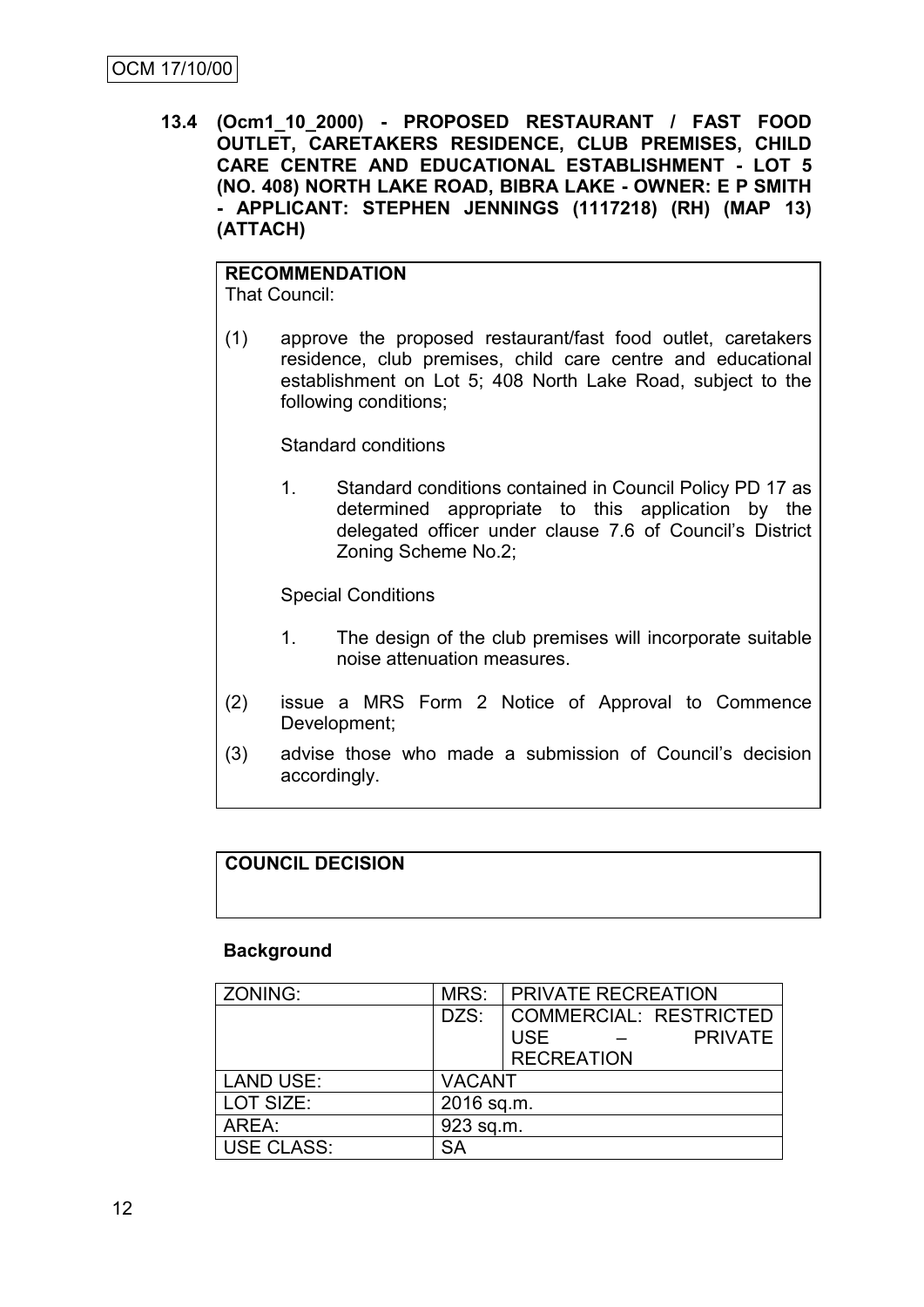OCM 17/10/00

**13.4 (Ocm1_10_2000) - PROPOSED RESTAURANT / FAST FOOD OUTLET, CARETAKERS RESIDENCE, CLUB PREMISES, CHILD CARE CENTRE AND EDUCATIONAL ESTABLISHMENT - LOT 5 (NO. 408) NORTH LAKE ROAD, BIBRA LAKE - OWNER: E P SMITH - APPLICANT: STEPHEN JENNINGS (1117218) (RH) (MAP 13) (ATTACH)**

**RECOMMENDATION**
That Council:

(1) approve the proposed restaurant/fast food outlet, caretakers residence, club premises, child care centre and educational establishment on Lot 5; 408 North Lake Road, subject to the following conditions;

Standard conditions

1. Standard conditions contained in Council Policy PD 17 as determined appropriate to this application by the delegated officer under clause 7.6 of Council's District Zoning Scheme No.2;

Special Conditions

1. The design of the club premises will incorporate suitable noise attenuation measures.

(2) issue a MRS Form 2 Notice of Approval to Commence Development;

(3) advise those who made a submission of Council's decision accordingly.

**COUNCIL DECISION**

**Background**

| ZONING: | MRS: | PRIVATE RECREATION |
|---|---|---|
| | DZS: | COMMERCIAL: RESTRICTED USE – PRIVATE RECREATION |
| LAND USE: | VACANT | |
| LOT SIZE: | 2016 sq.m. | |
| AREA: | 923 sq.m. | |
| USE CLASS: | SA | |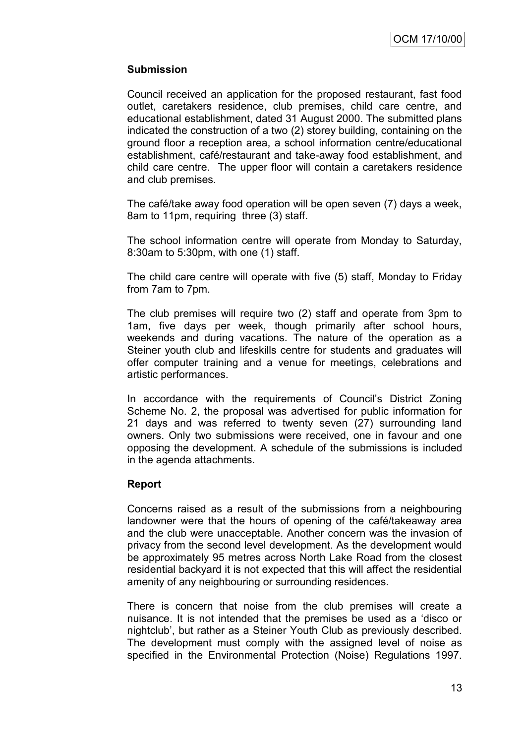### Submission

Council received an application for the proposed restaurant, fast food outlet, caretakers residence, club premises, child care centre, and educational establishment, dated 31 August 2000. The submitted plans indicated the construction of a two (2) storey building, containing on the ground floor a reception area, a school information centre/educational establishment, café/restaurant and take-away food establishment, and child care centre. The upper floor will contain a caretakers residence and club premises.

The café/take away food operation will be open seven (7) days a week, 8am to 11pm, requiring three (3) staff.

The school information centre will operate from Monday to Saturday, 8:30am to 5:30pm, with one (1) staff.

The child care centre will operate with five (5) staff, Monday to Friday from 7am to 7pm.

The club premises will require two (2) staff and operate from 3pm to 1am, five days per week, though primarily after school hours, weekends and during vacations. The nature of the operation as a Steiner youth club and lifeskills centre for students and graduates will offer computer training and a venue for meetings, celebrations and artistic performances.

In accordance with the requirements of Council's District Zoning Scheme No. 2, the proposal was advertised for public information for 21 days and was referred to twenty seven (27) surrounding land owners. Only two submissions were received, one in favour and one opposing the development. A schedule of the submissions is included in the agenda attachments.

### Report

Concerns raised as a result of the submissions from a neighbouring landowner were that the hours of opening of the café/takeaway area and the club were unacceptable. Another concern was the invasion of privacy from the second level development. As the development would be approximately 95 metres across North Lake Road from the closest residential backyard it is not expected that this will affect the residential amenity of any neighbouring or surrounding residences.

There is concern that noise from the club premises will create a nuisance. It is not intended that the premises be used as a 'disco or nightclub', but rather as a Steiner Youth Club as previously described. The development must comply with the assigned level of noise as specified in the Environmental Protection (Noise) Regulations 1997.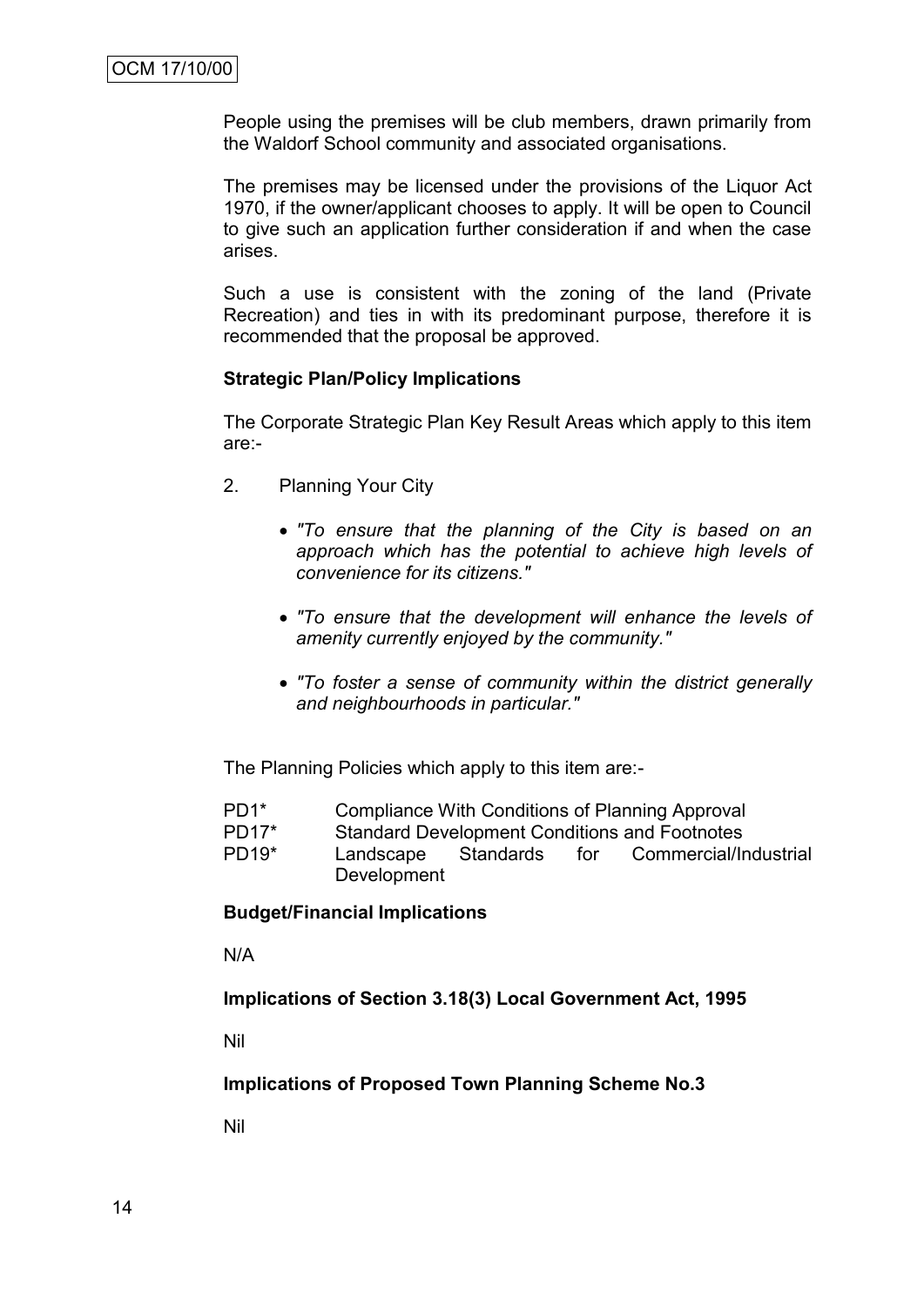People using the premises will be club members, drawn primarily from the Waldorf School community and associated organisations.

The premises may be licensed under the provisions of the Liquor Act 1970, if the owner/applicant chooses to apply. It will be open to Council to give such an application further consideration if and when the case arises.

Such a use is consistent with the zoning of the land (Private Recreation) and ties in with its predominant purpose, therefore it is recommended that the proposal be approved.

**Strategic Plan/Policy Implications**

The Corporate Strategic Plan Key Result Areas which apply to this item are:-

2. Planning Your City

   - *"To ensure that the planning of the City is based on an approach which has the potential to achieve high levels of convenience for its citizens."*
   - *"To ensure that the development will enhance the levels of amenity currently enjoyed by the community."*
   - *"To foster a sense of community within the district generally and neighbourhoods in particular."*

The Planning Policies which apply to this item are:-

PD1* Compliance With Conditions of Planning Approval
PD17* Standard Development Conditions and Footnotes
PD19* Landscape Standards for Commercial/Industrial Development

**Budget/Financial Implications**

N/A

**Implications of Section 3.18(3) Local Government Act, 1995**

Nil

**Implications of Proposed Town Planning Scheme No.3**

Nil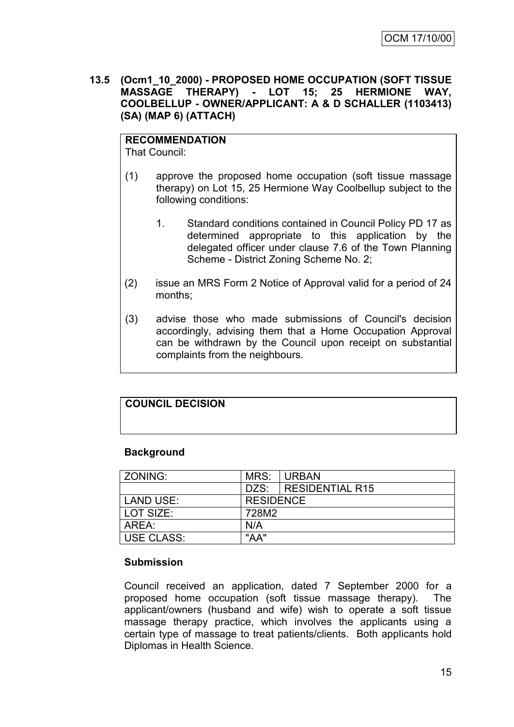**13.5 (Ocm1_10_2000) - PROPOSED HOME OCCUPATION (SOFT TISSUE MASSAGE THERAPY) - LOT 15; 25 HERMIONE WAY, COOLBELLUP - OWNER/APPLICANT: A & D SCHALLER (1103413) (SA) (MAP 6) (ATTACH)**

**RECOMMENDATION**

That Council:

(1) approve the proposed home occupation (soft tissue massage therapy) on Lot 15, 25 Hermione Way Coolbellup subject to the following conditions:

1. Standard conditions contained in Council Policy PD 17 as determined appropriate to this application by the delegated officer under clause 7.6 of the Town Planning Scheme - District Zoning Scheme No. 2;

(2) issue an MRS Form 2 Notice of Approval valid for a period of 24 months;

(3) advise those who made submissions of Council's decision accordingly, advising them that a Home Occupation Approval can be withdrawn by the Council upon receipt on substantial complaints from the neighbours.

**COUNCIL DECISION**

**Background**

| ZONING: | MRS: | URBAN |
|---|---|---|
| | DZS: | RESIDENTIAL R15 |
| LAND USE: | RESIDENCE | |
| LOT SIZE: | 728M2 | |
| AREA: | N/A | |
| USE CLASS: | "AA" | |

**Submission**

Council received an application, dated 7 September 2000 for a proposed home occupation (soft tissue massage therapy). The applicant/owners (husband and wife) wish to operate a soft tissue massage therapy practice, which involves the applicants using a certain type of massage to treat patients/clients. Both applicants hold Diplomas in Health Science.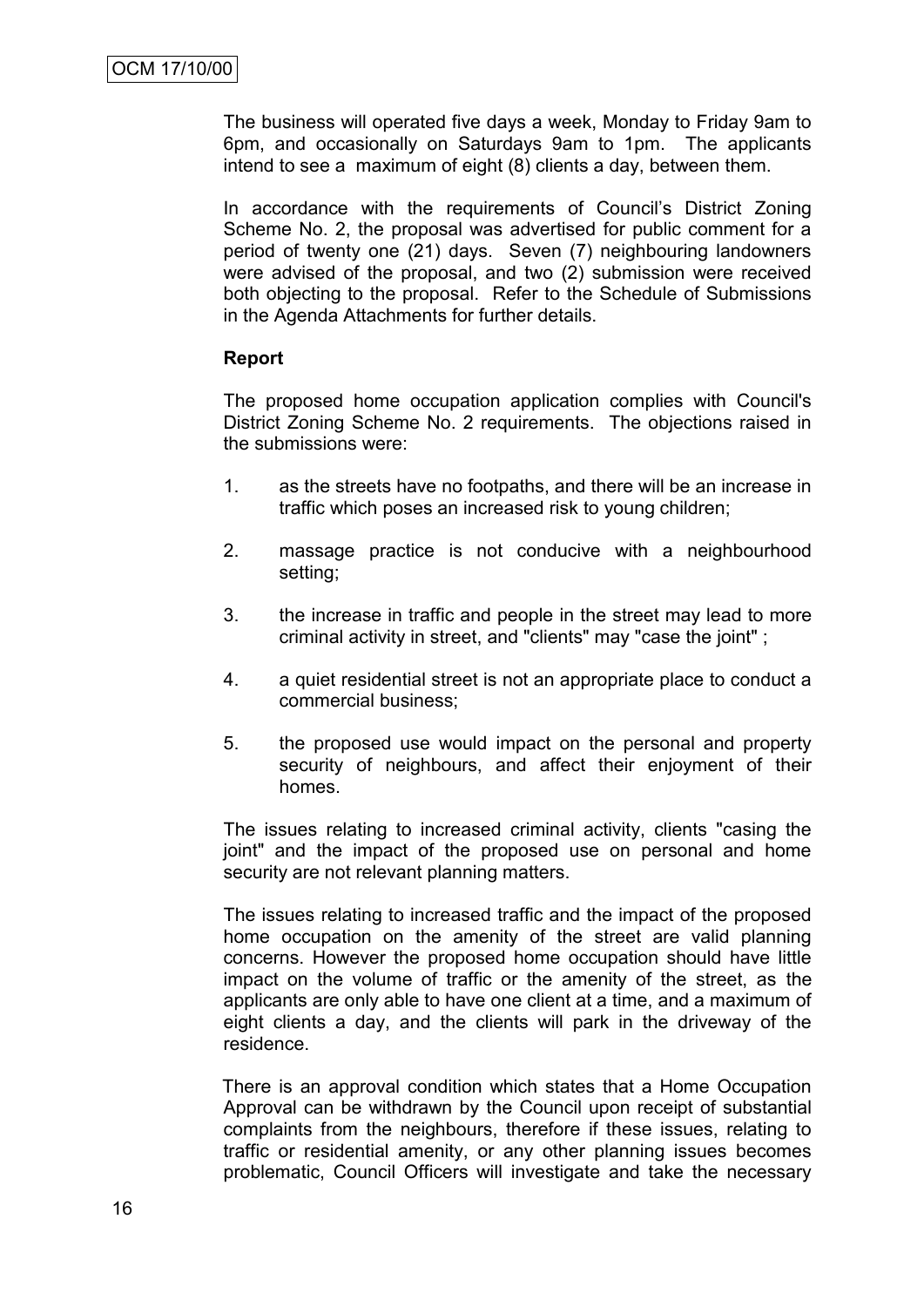The business will operated five days a week, Monday to Friday 9am to 6pm, and occasionally on Saturdays 9am to 1pm. The applicants intend to see a maximum of eight (8) clients a day, between them.

In accordance with the requirements of Council's District Zoning Scheme No. 2, the proposal was advertised for public comment for a period of twenty one (21) days. Seven (7) neighbouring landowners were advised of the proposal, and two (2) submission were received both objecting to the proposal. Refer to the Schedule of Submissions in the Agenda Attachments for further details.

**Report**

The proposed home occupation application complies with Council's District Zoning Scheme No. 2 requirements. The objections raised in the submissions were:

1. as the streets have no footpaths, and there will be an increase in traffic which poses an increased risk to young children;
2. massage practice is not conducive with a neighbourhood setting;
3. the increase in traffic and people in the street may lead to more criminal activity in street, and "clients" may "case the joint" ;
4. a quiet residential street is not an appropriate place to conduct a commercial business;
5. the proposed use would impact on the personal and property security of neighbours, and affect their enjoyment of their homes.

The issues relating to increased criminal activity, clients "casing the joint" and the impact of the proposed use on personal and home security are not relevant planning matters.

The issues relating to increased traffic and the impact of the proposed home occupation on the amenity of the street are valid planning concerns. However the proposed home occupation should have little impact on the volume of traffic or the amenity of the street, as the applicants are only able to have one client at a time, and a maximum of eight clients a day, and the clients will park in the driveway of the residence.

There is an approval condition which states that a Home Occupation Approval can be withdrawn by the Council upon receipt of substantial complaints from the neighbours, therefore if these issues, relating to traffic or residential amenity, or any other planning issues becomes problematic, Council Officers will investigate and take the necessary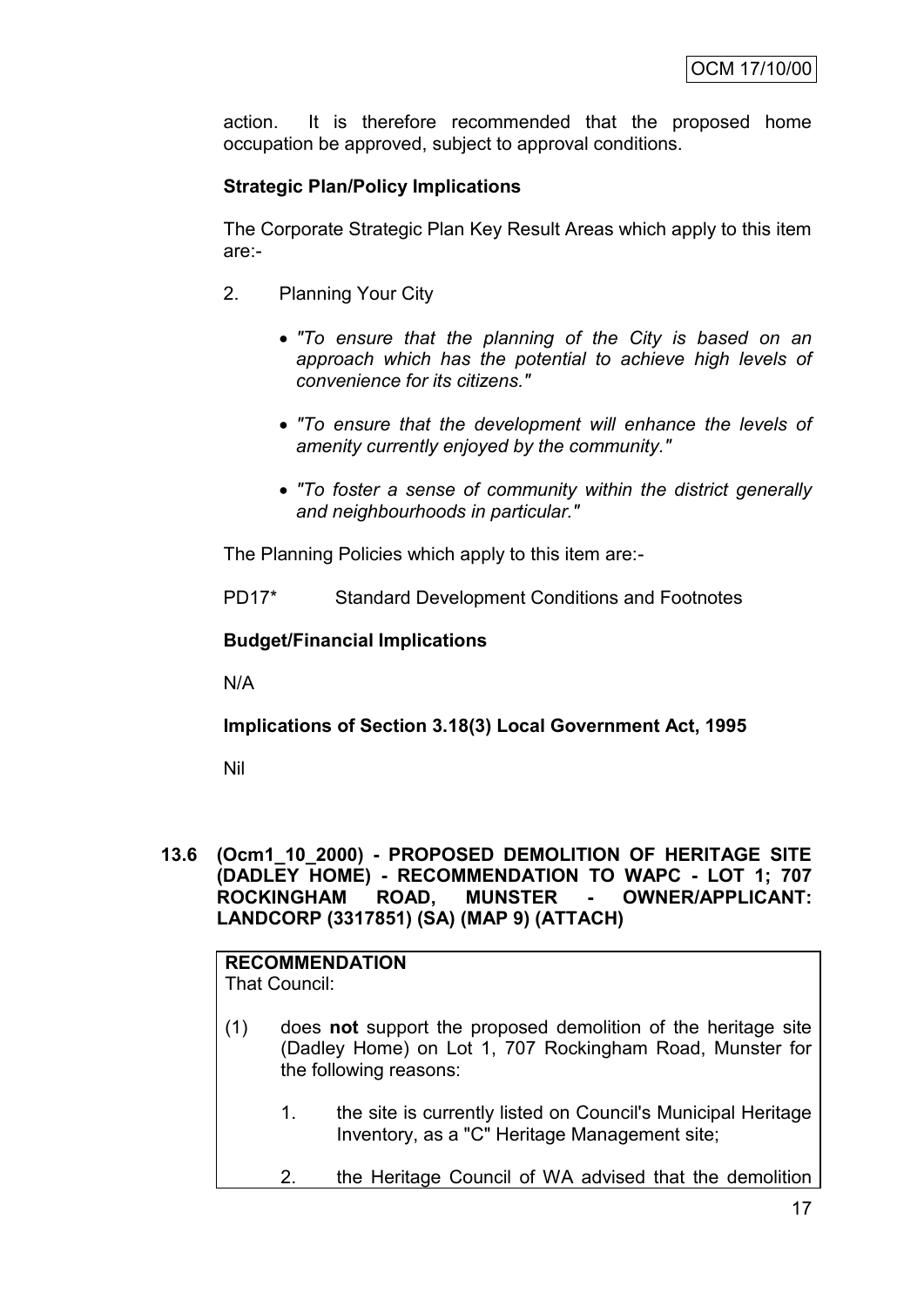action. It is therefore recommended that the proposed home occupation be approved, subject to approval conditions.

**Strategic Plan/Policy Implications**

The Corporate Strategic Plan Key Result Areas which apply to this item are:-

2. Planning Your City

   - *"To ensure that the planning of the City is based on an approach which has the potential to achieve high levels of convenience for its citizens."*

   - *"To ensure that the development will enhance the levels of amenity currently enjoyed by the community."*

   - *"To foster a sense of community within the district generally and neighbourhoods in particular."*

The Planning Policies which apply to this item are:-

PD17* Standard Development Conditions and Footnotes

**Budget/Financial Implications**

N/A

**Implications of Section 3.18(3) Local Government Act, 1995**

Nil

### 13.6 (Ocm1_10_2000) - PROPOSED DEMOLITION OF HERITAGE SITE (DADLEY HOME) - RECOMMENDATION TO WAPC - LOT 1; 707 ROCKINGHAM ROAD, MUNSTER - OWNER/APPLICANT: LANDCORP (3317851) (SA) (MAP 9) (ATTACH)

**RECOMMENDATION**
That Council:

(1) does **not** support the proposed demolition of the heritage site (Dadley Home) on Lot 1, 707 Rockingham Road, Munster for the following reasons:

   1. the site is currently listed on Council's Municipal Heritage Inventory, as a "C" Heritage Management site;

   2. the Heritage Council of WA advised that the demolition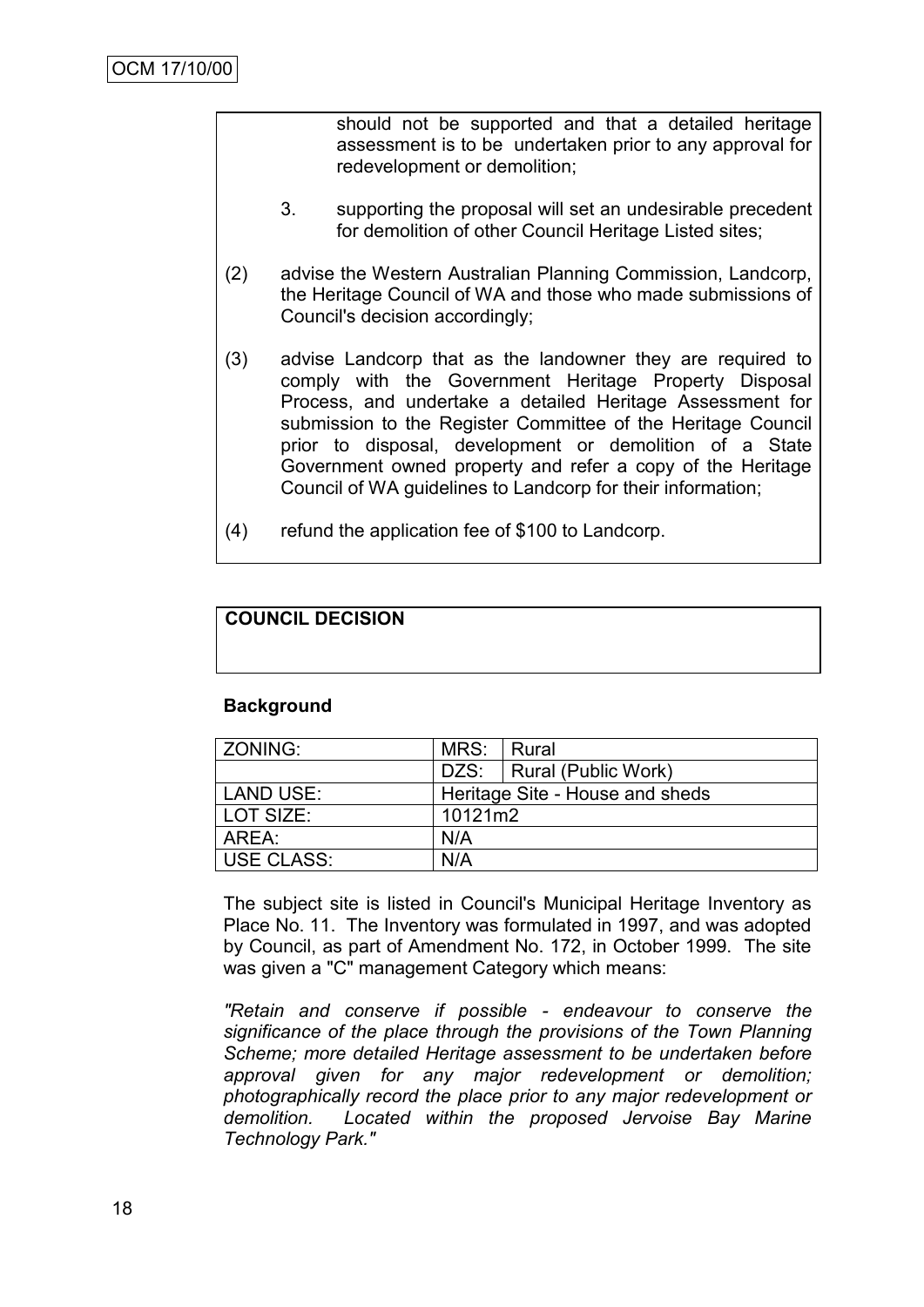should not be supported and that a detailed heritage assessment is to be undertaken prior to any approval for redevelopment or demolition;

3. supporting the proposal will set an undesirable precedent for demolition of other Council Heritage Listed sites;

(2) advise the Western Australian Planning Commission, Landcorp, the Heritage Council of WA and those who made submissions of Council's decision accordingly;

(3) advise Landcorp that as the landowner they are required to comply with the Government Heritage Property Disposal Process, and undertake a detailed Heritage Assessment for submission to the Register Committee of the Heritage Council prior to disposal, development or demolition of a State Government owned property and refer a copy of the Heritage Council of WA guidelines to Landcorp for their information;

(4) refund the application fee of $100 to Landcorp.

**COUNCIL DECISION**

**Background**

| ZONING: | MRS: | Rural |
|---|---|---|
| | DZS: | Rural (Public Work) |
| LAND USE: | Heritage Site - House and sheds | |
| LOT SIZE: | 10121m2 | |
| AREA: | N/A | |
| USE CLASS: | N/A | |

The subject site is listed in Council's Municipal Heritage Inventory as Place No. 11. The Inventory was formulated in 1997, and was adopted by Council, as part of Amendment No. 172, in October 1999. The site was given a "C" management Category which means:

*"Retain and conserve if possible - endeavour to conserve the significance of the place through the provisions of the Town Planning Scheme; more detailed Heritage assessment to be undertaken before approval given for any major redevelopment or demolition; photographically record the place prior to any major redevelopment or demolition. Located within the proposed Jervoise Bay Marine Technology Park."*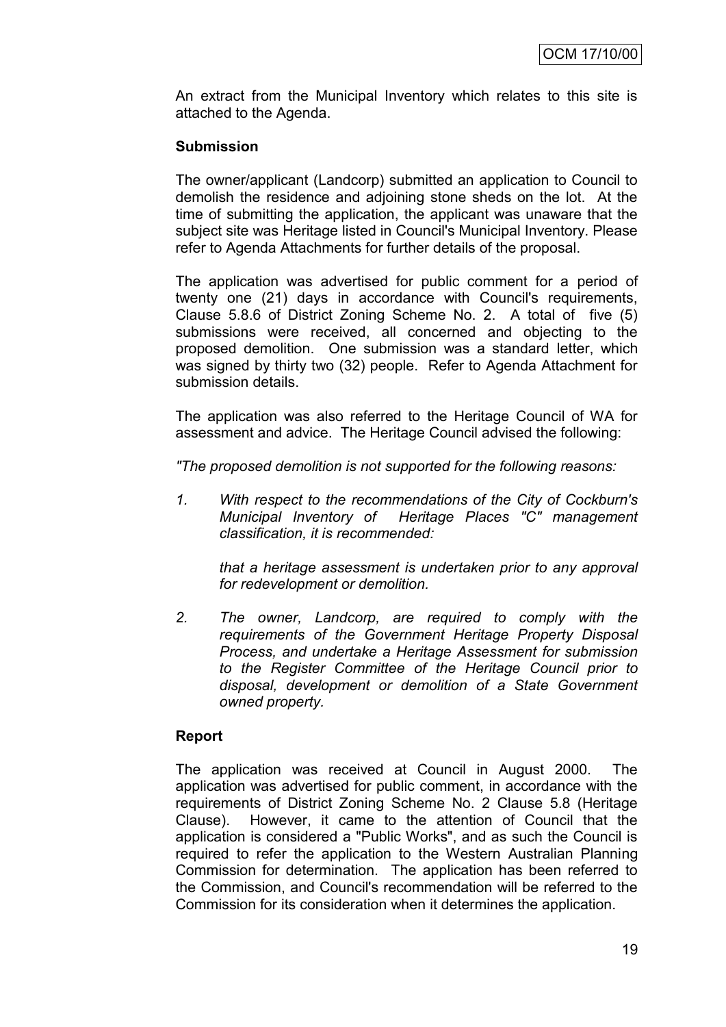An extract from the Municipal Inventory which relates to this site is attached to the Agenda.

**Submission**

The owner/applicant (Landcorp) submitted an application to Council to demolish the residence and adjoining stone sheds on the lot. At the time of submitting the application, the applicant was unaware that the subject site was Heritage listed in Council's Municipal Inventory. Please refer to Agenda Attachments for further details of the proposal.

The application was advertised for public comment for a period of twenty one (21) days in accordance with Council's requirements, Clause 5.8.6 of District Zoning Scheme No. 2. A total of five (5) submissions were received, all concerned and objecting to the proposed demolition. One submission was a standard letter, which was signed by thirty two (32) people. Refer to Agenda Attachment for submission details.

The application was also referred to the Heritage Council of WA for assessment and advice. The Heritage Council advised the following:

*"The proposed demolition is not supported for the following reasons:*

1. *With respect to the recommendations of the City of Cockburn's Municipal Inventory of Heritage Places "C" management classification, it is recommended:*

   *that a heritage assessment is undertaken prior to any approval for redevelopment or demolition.*

2. *The owner, Landcorp, are required to comply with the requirements of the Government Heritage Property Disposal Process, and undertake a Heritage Assessment for submission to the Register Committee of the Heritage Council prior to disposal, development or demolition of a State Government owned property.*

**Report**

The application was received at Council in August 2000. The application was advertised for public comment, in accordance with the requirements of District Zoning Scheme No. 2 Clause 5.8 (Heritage Clause). However, it came to the attention of Council that the application is considered a "Public Works", and as such the Council is required to refer the application to the Western Australian Planning Commission for determination. The application has been referred to the Commission, and Council's recommendation will be referred to the Commission for its consideration when it determines the application.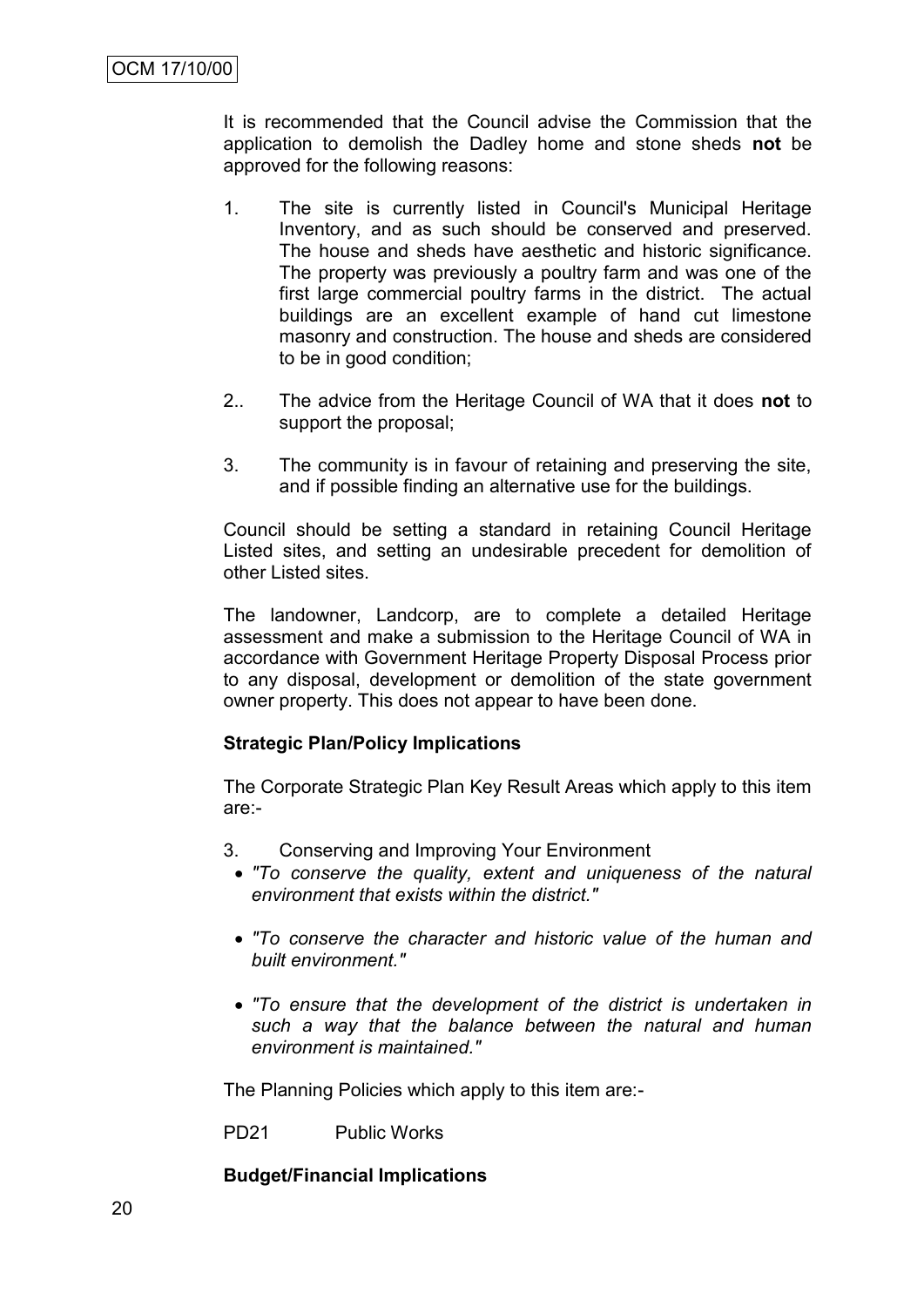It is recommended that the Council advise the Commission that the application to demolish the Dadley home and stone sheds **not** be approved for the following reasons:

1. The site is currently listed in Council's Municipal Heritage Inventory, and as such should be conserved and preserved. The house and sheds have aesthetic and historic significance. The property was previously a poultry farm and was one of the first large commercial poultry farms in the district. The actual buildings are an excellent example of hand cut limestone masonry and construction. The house and sheds are considered to be in good condition;

2.. The advice from the Heritage Council of WA that it does **not** to support the proposal;

3. The community is in favour of retaining and preserving the site, and if possible finding an alternative use for the buildings.

Council should be setting a standard in retaining Council Heritage Listed sites, and setting an undesirable precedent for demolition of other Listed sites.

The landowner, Landcorp, are to complete a detailed Heritage assessment and make a submission to the Heritage Council of WA in accordance with Government Heritage Property Disposal Process prior to any disposal, development or demolition of the state government owner property. This does not appear to have been done.

**Strategic Plan/Policy Implications**

The Corporate Strategic Plan Key Result Areas which apply to this item are:-

3. Conserving and Improving Your Environment
   - *"To conserve the quality, extent and uniqueness of the natural environment that exists within the district."*
   - *"To conserve the character and historic value of the human and built environment."*
   - *"To ensure that the development of the district is undertaken in such a way that the balance between the natural and human environment is maintained."*

The Planning Policies which apply to this item are:-

PD21 Public Works

**Budget/Financial Implications**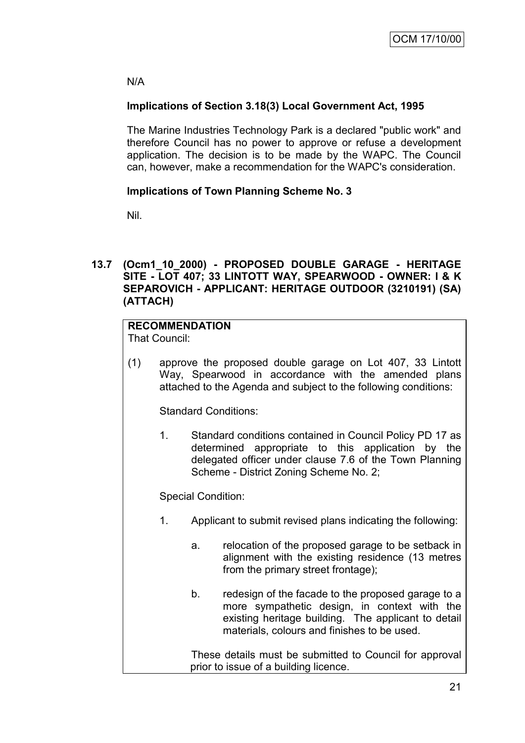N/A

**Implications of Section 3.18(3) Local Government Act, 1995**

The Marine Industries Technology Park is a declared "public work" and therefore Council has no power to approve or refuse a development application. The decision is to be made by the WAPC. The Council can, however, make a recommendation for the WAPC's consideration.

**Implications of Town Planning Scheme No. 3**

Nil.

**13.7 (Ocm1_10_2000) - PROPOSED DOUBLE GARAGE - HERITAGE SITE - LOT 407; 33 LINTOTT WAY, SPEARWOOD - OWNER: I & K SEPAROVICH - APPLICANT: HERITAGE OUTDOOR (3210191) (SA) (ATTACH)**

**RECOMMENDATION**
That Council:

(1) approve the proposed double garage on Lot 407, 33 Lintott Way, Spearwood in accordance with the amended plans attached to the Agenda and subject to the following conditions:

Standard Conditions:

1. Standard conditions contained in Council Policy PD 17 as determined appropriate to this application by the delegated officer under clause 7.6 of the Town Planning Scheme - District Zoning Scheme No. 2;

Special Condition:

1. Applicant to submit revised plans indicating the following:

   a. relocation of the proposed garage to be setback in alignment with the existing residence (13 metres from the primary street frontage);

   b. redesign of the facade to the proposed garage to a more sympathetic design, in context with the existing heritage building. The applicant to detail materials, colours and finishes to be used.

   These details must be submitted to Council for approval prior to issue of a building licence.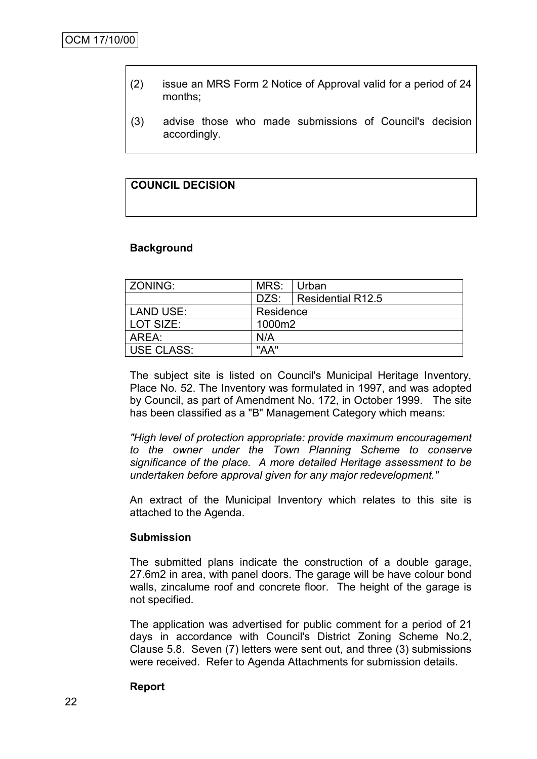(2) issue an MRS Form 2 Notice of Approval valid for a period of 24 months;

(3) advise those who made submissions of Council's decision accordingly.

**COUNCIL DECISION**

**Background**

| ZONING: | MRS: | Urban |
|---|---|---|
| | DZS: | Residential R12.5 |
| LAND USE: | Residence | |
| LOT SIZE: | 1000m2 | |
| AREA: | N/A | |
| USE CLASS: | "AA" | |

The subject site is listed on Council's Municipal Heritage Inventory, Place No. 52. The Inventory was formulated in 1997, and was adopted by Council, as part of Amendment No. 172, in October 1999. The site has been classified as a "B" Management Category which means:

*"High level of protection appropriate: provide maximum encouragement to the owner under the Town Planning Scheme to conserve significance of the place. A more detailed Heritage assessment to be undertaken before approval given for any major redevelopment."*

An extract of the Municipal Inventory which relates to this site is attached to the Agenda.

**Submission**

The submitted plans indicate the construction of a double garage, 27.6m2 in area, with panel doors. The garage will be have colour bond walls, zincalume roof and concrete floor. The height of the garage is not specified.

The application was advertised for public comment for a period of 21 days in accordance with Council's District Zoning Scheme No.2, Clause 5.8. Seven (7) letters were sent out, and three (3) submissions were received. Refer to Agenda Attachments for submission details.

**Report**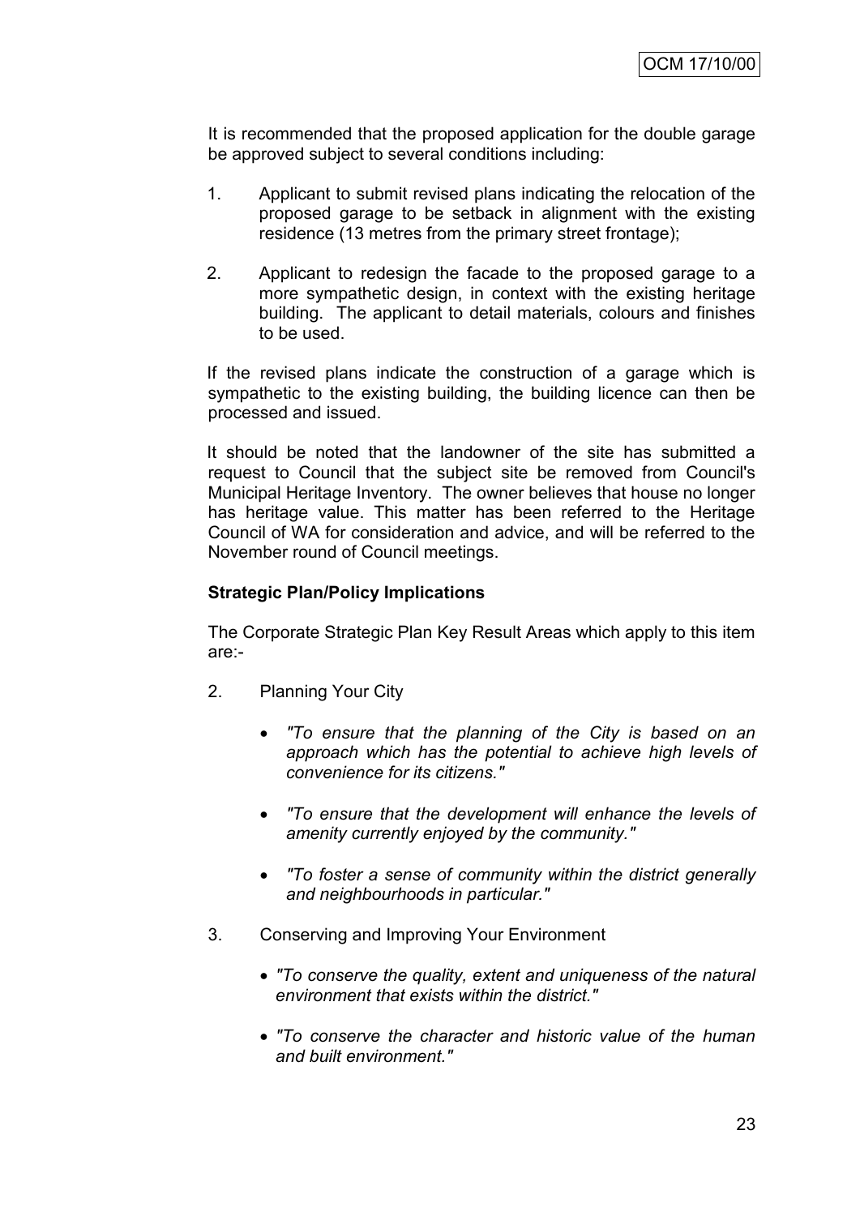It is recommended that the proposed application for the double garage be approved subject to several conditions including:

1. Applicant to submit revised plans indicating the relocation of the proposed garage to be setback in alignment with the existing residence (13 metres from the primary street frontage);

2. Applicant to redesign the facade to the proposed garage to a more sympathetic design, in context with the existing heritage building. The applicant to detail materials, colours and finishes to be used.

If the revised plans indicate the construction of a garage which is sympathetic to the existing building, the building licence can then be processed and issued.

It should be noted that the landowner of the site has submitted a request to Council that the subject site be removed from Council's Municipal Heritage Inventory. The owner believes that house no longer has heritage value. This matter has been referred to the Heritage Council of WA for consideration and advice, and will be referred to the November round of Council meetings.

**Strategic Plan/Policy Implications**

The Corporate Strategic Plan Key Result Areas which apply to this item are:-

2. Planning Your City

   - *"To ensure that the planning of the City is based on an approach which has the potential to achieve high levels of convenience for its citizens."*
   - *"To ensure that the development will enhance the levels of amenity currently enjoyed by the community."*
   - *"To foster a sense of community within the district generally and neighbourhoods in particular."*

3. Conserving and Improving Your Environment

   - *"To conserve the quality, extent and uniqueness of the natural environment that exists within the district."*
   - *"To conserve the character and historic value of the human and built environment."*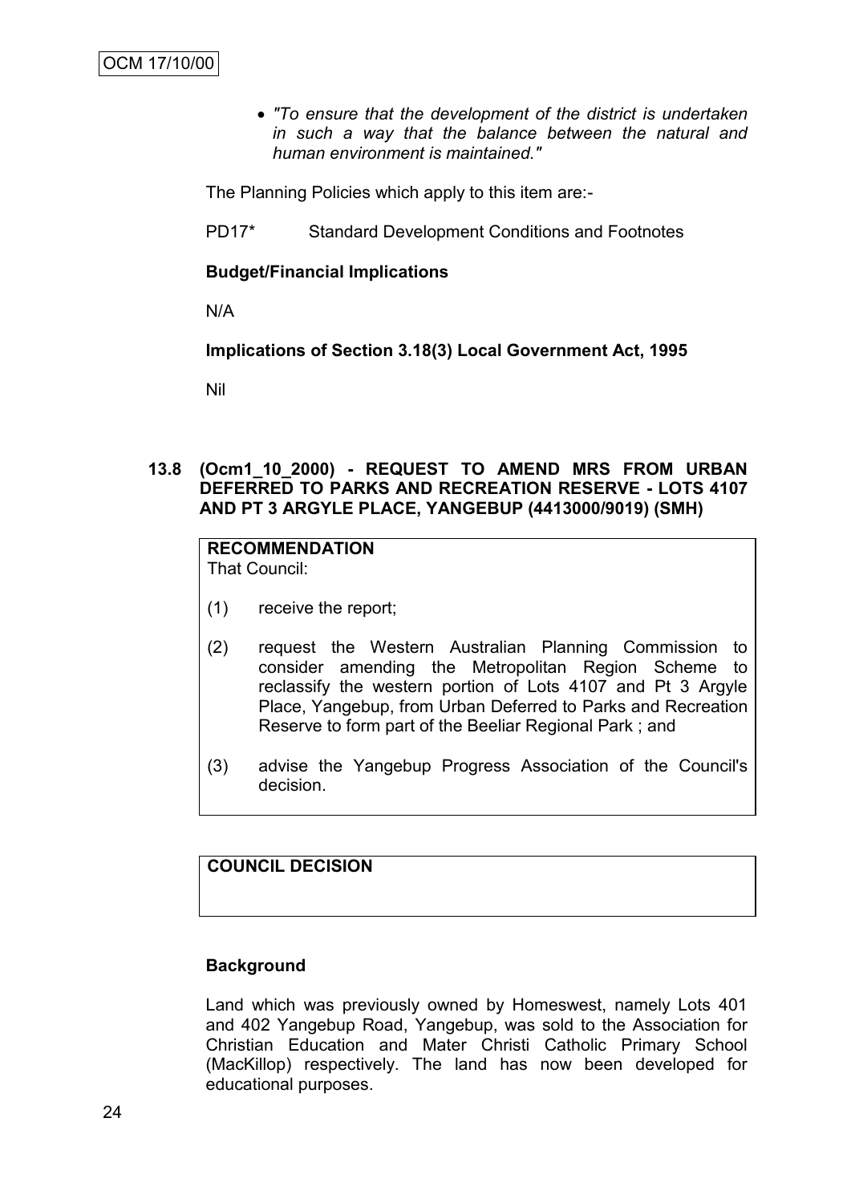- *"To ensure that the development of the district is undertaken in such a way that the balance between the natural and human environment is maintained."*

The Planning Policies which apply to this item are:-

PD17* Standard Development Conditions and Footnotes

**Budget/Financial Implications**

N/A

**Implications of Section 3.18(3) Local Government Act, 1995**

Nil

### 13.8 (Ocm1_10_2000) - REQUEST TO AMEND MRS FROM URBAN DEFERRED TO PARKS AND RECREATION RESERVE - LOTS 4107 AND PT 3 ARGYLE PLACE, YANGEBUP (4413000/9019) (SMH)

**RECOMMENDATION**
That Council:

(1) receive the report;

(2) request the Western Australian Planning Commission to consider amending the Metropolitan Region Scheme to reclassify the western portion of Lots 4107 and Pt 3 Argyle Place, Yangebup, from Urban Deferred to Parks and Recreation Reserve to form part of the Beeliar Regional Park ; and

(3) advise the Yangebup Progress Association of the Council's decision.

**COUNCIL DECISION**

**Background**

Land which was previously owned by Homeswest, namely Lots 401 and 402 Yangebup Road, Yangebup, was sold to the Association for Christian Education and Mater Christi Catholic Primary School (MacKillop) respectively. The land has now been developed for educational purposes.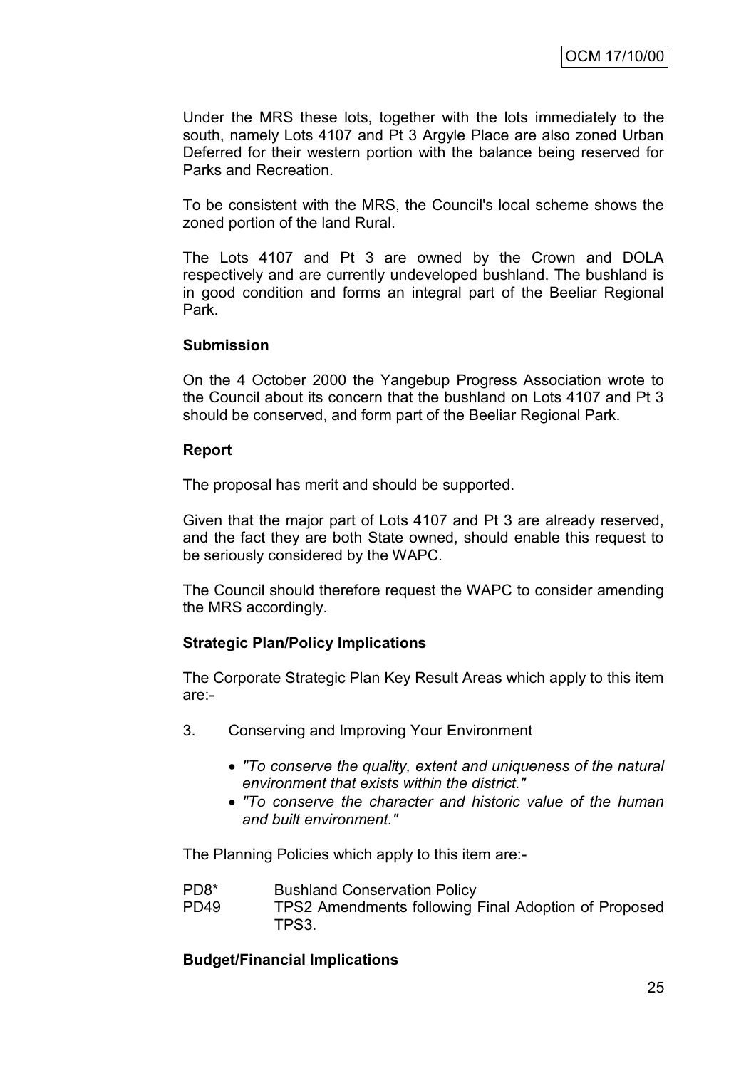Under the MRS these lots, together with the lots immediately to the south, namely Lots 4107 and Pt 3 Argyle Place are also zoned Urban Deferred for their western portion with the balance being reserved for Parks and Recreation.

To be consistent with the MRS, the Council's local scheme shows the zoned portion of the land Rural.

The Lots 4107 and Pt 3 are owned by the Crown and DOLA respectively and are currently undeveloped bushland. The bushland is in good condition and forms an integral part of the Beeliar Regional Park.

**Submission**

On the 4 October 2000 the Yangebup Progress Association wrote to the Council about its concern that the bushland on Lots 4107 and Pt 3 should be conserved, and form part of the Beeliar Regional Park.

**Report**

The proposal has merit and should be supported.

Given that the major part of Lots 4107 and Pt 3 are already reserved, and the fact they are both State owned, should enable this request to be seriously considered by the WAPC.

The Council should therefore request the WAPC to consider amending the MRS accordingly.

**Strategic Plan/Policy Implications**

The Corporate Strategic Plan Key Result Areas which apply to this item are:-

3. Conserving and Improving Your Environment

   - *"To conserve the quality, extent and uniqueness of the natural environment that exists within the district."*
   - *"To conserve the character and historic value of the human and built environment."*

The Planning Policies which apply to this item are:-

PD8* Bushland Conservation Policy
PD49 TPS2 Amendments following Final Adoption of Proposed TPS3.

**Budget/Financial Implications**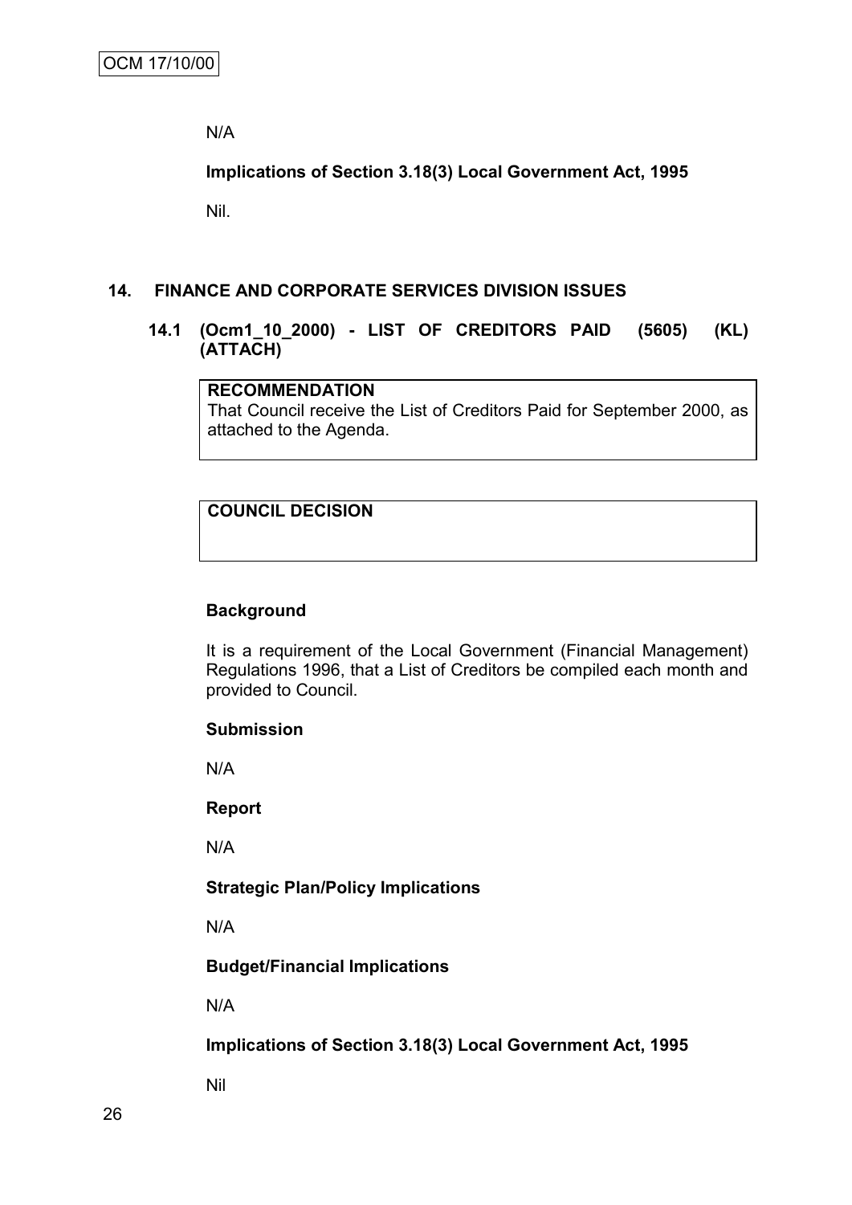N/A

**Implications of Section 3.18(3) Local Government Act, 1995**

Nil.

## 14. FINANCE AND CORPORATE SERVICES DIVISION ISSUES

### 14.1 (Ocm1_10_2000) - LIST OF CREDITORS PAID (5605) (KL) (ATTACH)

**RECOMMENDATION**
That Council receive the List of Creditors Paid for September 2000, as attached to the Agenda.

**COUNCIL DECISION**

**Background**

It is a requirement of the Local Government (Financial Management) Regulations 1996, that a List of Creditors be compiled each month and provided to Council.

**Submission**

N/A

**Report**

N/A

**Strategic Plan/Policy Implications**

N/A

**Budget/Financial Implications**

N/A

**Implications of Section 3.18(3) Local Government Act, 1995**

Nil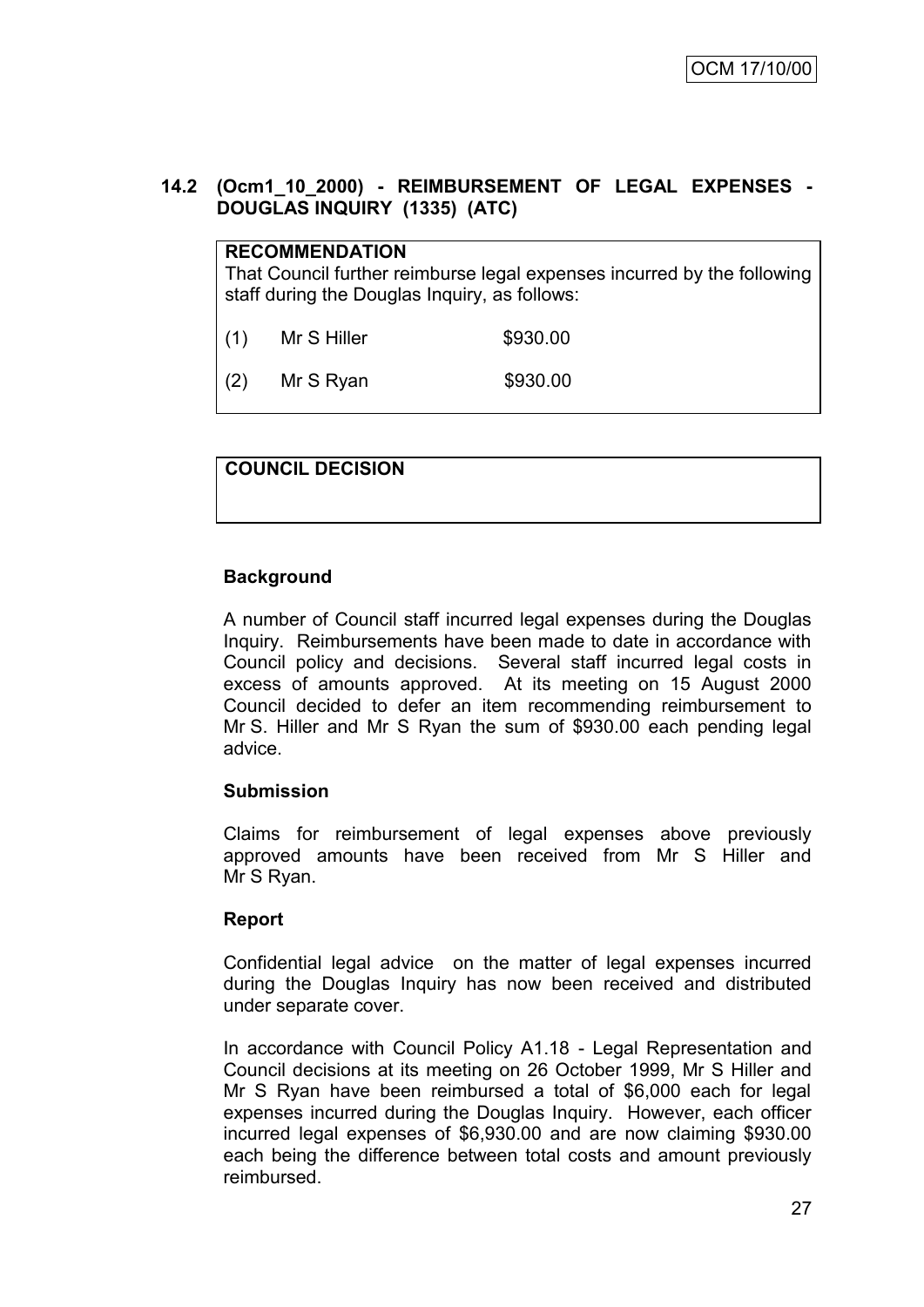## 14.2 (Ocm1_10_2000) - REIMBURSEMENT OF LEGAL EXPENSES - DOUGLAS INQUIRY (1335) (ATC)

**RECOMMENDATION**

That Council further reimburse legal expenses incurred by the following staff during the Douglas Inquiry, as follows:

(1) Mr S Hiller $930.00

(2) Mr S Ryan $930.00

**COUNCIL DECISION**

### Background

A number of Council staff incurred legal expenses during the Douglas Inquiry. Reimbursements have been made to date in accordance with Council policy and decisions. Several staff incurred legal costs in excess of amounts approved. At its meeting on 15 August 2000 Council decided to defer an item recommending reimbursement to Mr S. Hiller and Mr S Ryan the sum of $930.00 each pending legal advice.

### Submission

Claims for reimbursement of legal expenses above previously approved amounts have been received from Mr S Hiller and Mr S Ryan.

### Report

Confidential legal advice on the matter of legal expenses incurred during the Douglas Inquiry has now been received and distributed under separate cover.

In accordance with Council Policy A1.18 - Legal Representation and Council decisions at its meeting on 26 October 1999, Mr S Hiller and Mr S Ryan have been reimbursed a total of $6,000 each for legal expenses incurred during the Douglas Inquiry. However, each officer incurred legal expenses of $6,930.00 and are now claiming $930.00 each being the difference between total costs and amount previously reimbursed.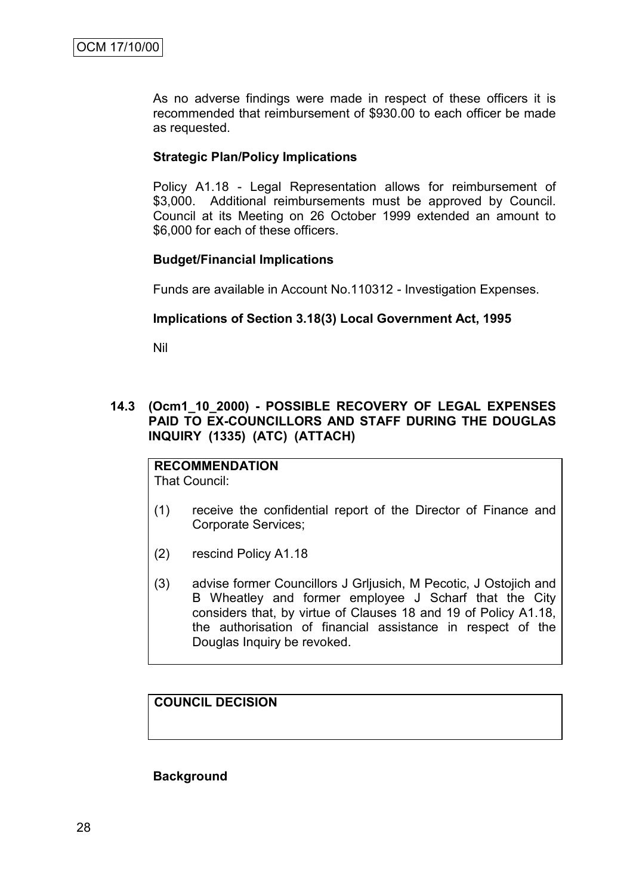As no adverse findings were made in respect of these officers it is recommended that reimbursement of $930.00 to each officer be made as requested.

**Strategic Plan/Policy Implications**

Policy A1.18 - Legal Representation allows for reimbursement of $3,000. Additional reimbursements must be approved by Council. Council at its Meeting on 26 October 1999 extended an amount to $6,000 for each of these officers.

**Budget/Financial Implications**

Funds are available in Account No.110312 - Investigation Expenses.

**Implications of Section 3.18(3) Local Government Act, 1995**

Nil

### 14.3 (Ocm1_10_2000) - POSSIBLE RECOVERY OF LEGAL EXPENSES PAID TO EX-COUNCILLORS AND STAFF DURING THE DOUGLAS INQUIRY (1335) (ATC) (ATTACH)

**RECOMMENDATION**

That Council:

(1) receive the confidential report of the Director of Finance and Corporate Services;

(2) rescind Policy A1.18

(3) advise former Councillors J Grljusich, M Pecotic, J Ostojich and B Wheatley and former employee J Scharf that the City considers that, by virtue of Clauses 18 and 19 of Policy A1.18, the authorisation of financial assistance in respect of the Douglas Inquiry be revoked.

**COUNCIL DECISION**

**Background**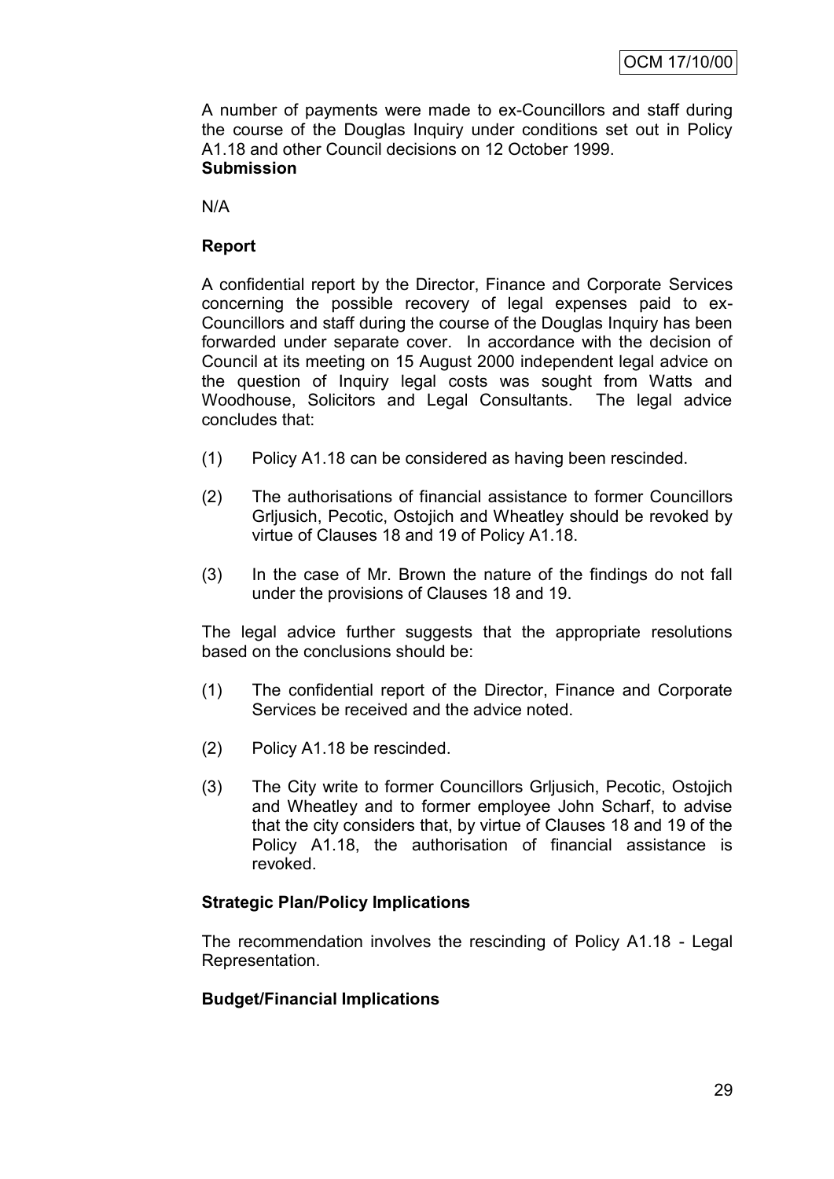A number of payments were made to ex-Councillors and staff during the course of the Douglas Inquiry under conditions set out in Policy A1.18 and other Council decisions on 12 October 1999.

**Submission**

N/A

**Report**

A confidential report by the Director, Finance and Corporate Services concerning the possible recovery of legal expenses paid to ex-Councillors and staff during the course of the Douglas Inquiry has been forwarded under separate cover. In accordance with the decision of Council at its meeting on 15 August 2000 independent legal advice on the question of Inquiry legal costs was sought from Watts and Woodhouse, Solicitors and Legal Consultants. The legal advice concludes that:

(1) Policy A1.18 can be considered as having been rescinded.

(2) The authorisations of financial assistance to former Councillors Grljusich, Pecotic, Ostojich and Wheatley should be revoked by virtue of Clauses 18 and 19 of Policy A1.18.

(3) In the case of Mr. Brown the nature of the findings do not fall under the provisions of Clauses 18 and 19.

The legal advice further suggests that the appropriate resolutions based on the conclusions should be:

(1) The confidential report of the Director, Finance and Corporate Services be received and the advice noted.

(2) Policy A1.18 be rescinded.

(3) The City write to former Councillors Grljusich, Pecotic, Ostojich and Wheatley and to former employee John Scharf, to advise that the city considers that, by virtue of Clauses 18 and 19 of the Policy A1.18, the authorisation of financial assistance is revoked.

**Strategic Plan/Policy Implications**

The recommendation involves the rescinding of Policy A1.18 - Legal Representation.

**Budget/Financial Implications**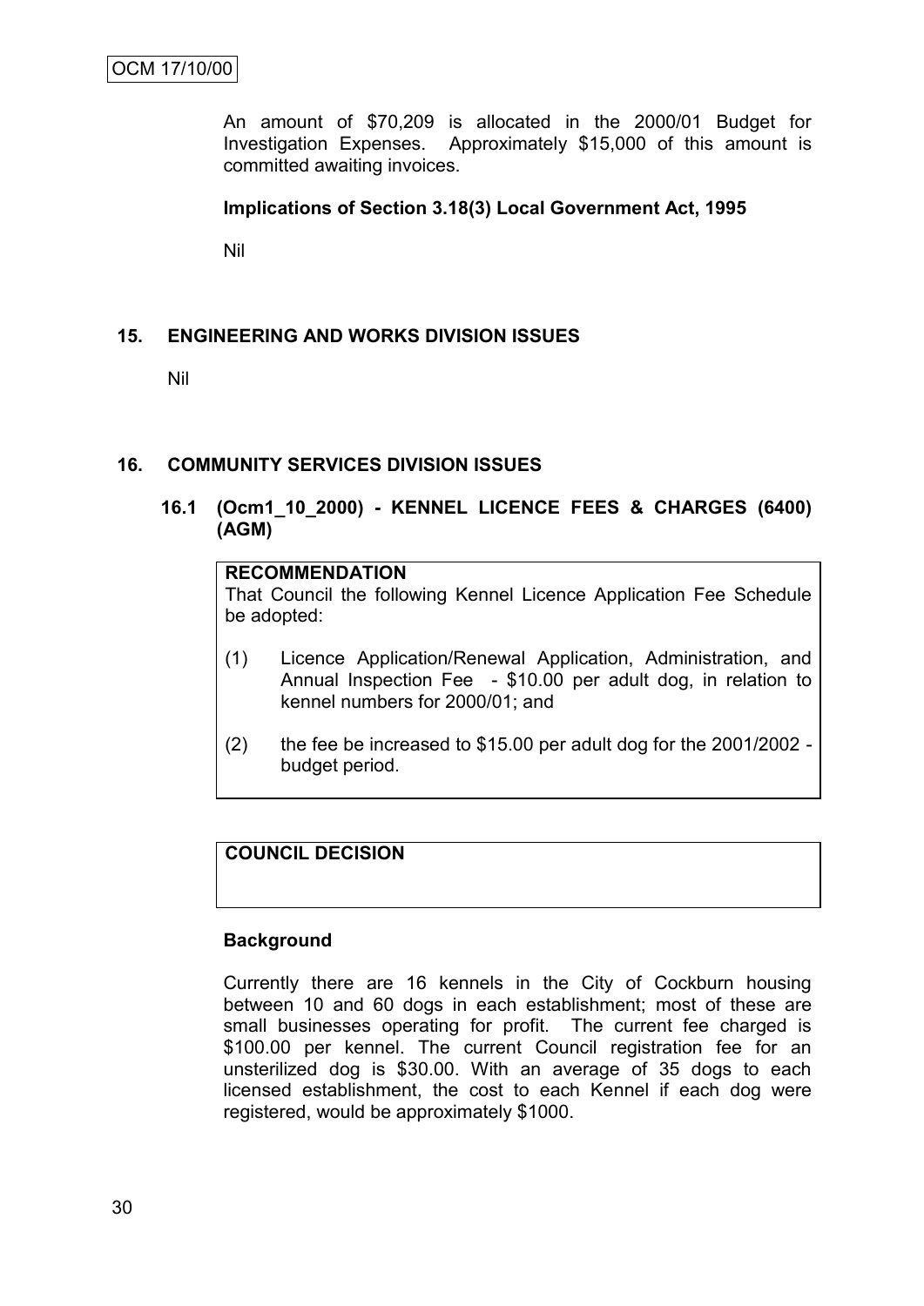An amount of $70,209 is allocated in the 2000/01 Budget for Investigation Expenses. Approximately $15,000 of this amount is committed awaiting invoices.

**Implications of Section 3.18(3) Local Government Act, 1995**

Nil

## 15. ENGINEERING AND WORKS DIVISION ISSUES

Nil

## 16. COMMUNITY SERVICES DIVISION ISSUES

### 16.1 (Ocm1_10_2000) - KENNEL LICENCE FEES & CHARGES (6400) (AGM)

**RECOMMENDATION**

That Council the following Kennel Licence Application Fee Schedule be adopted:

(1) Licence Application/Renewal Application, Administration, and Annual Inspection Fee - $10.00 per adult dog, in relation to kennel numbers for 2000/01; and

(2) the fee be increased to $15.00 per adult dog for the 2001/2002 - budget period.

**COUNCIL DECISION**

**Background**

Currently there are 16 kennels in the City of Cockburn housing between 10 and 60 dogs in each establishment; most of these are small businesses operating for profit. The current fee charged is $100.00 per kennel. The current Council registration fee for an unsterilized dog is $30.00. With an average of 35 dogs to each licensed establishment, the cost to each Kennel if each dog were registered, would be approximately $1000.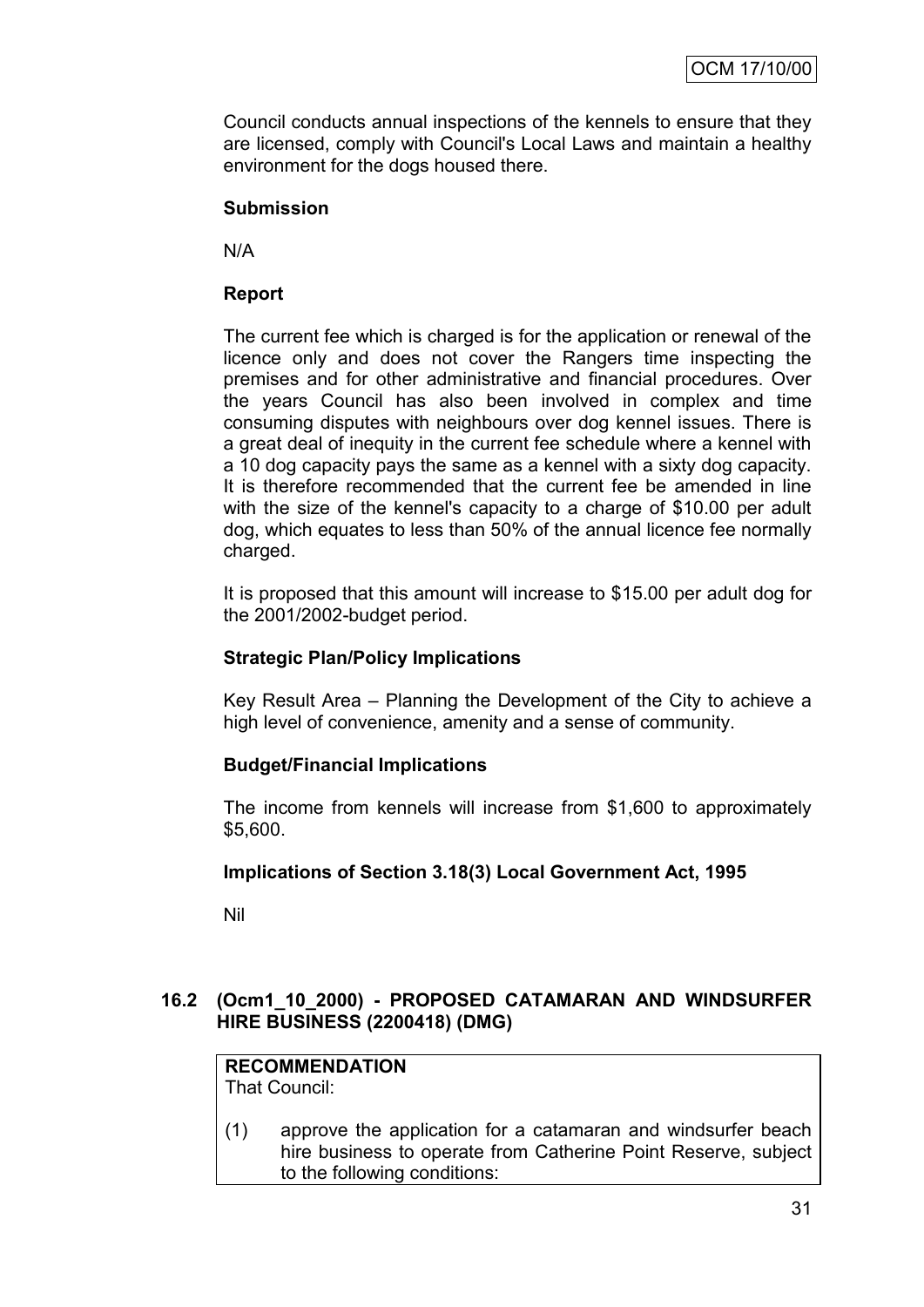Council conducts annual inspections of the kennels to ensure that they are licensed, comply with Council's Local Laws and maintain a healthy environment for the dogs housed there.

**Submission**

N/A

**Report**

The current fee which is charged is for the application or renewal of the licence only and does not cover the Rangers time inspecting the premises and for other administrative and financial procedures. Over the years Council has also been involved in complex and time consuming disputes with neighbours over dog kennel issues. There is a great deal of inequity in the current fee schedule where a kennel with a 10 dog capacity pays the same as a kennel with a sixty dog capacity. It is therefore recommended that the current fee be amended in line with the size of the kennel's capacity to a charge of $10.00 per adult dog, which equates to less than 50% of the annual licence fee normally charged.

It is proposed that this amount will increase to $15.00 per adult dog for the 2001/2002-budget period.

**Strategic Plan/Policy Implications**

Key Result Area – Planning the Development of the City to achieve a high level of convenience, amenity and a sense of community.

**Budget/Financial Implications**

The income from kennels will increase from $1,600 to approximately $5,600.

**Implications of Section 3.18(3) Local Government Act, 1995**

Nil

### 16.2 (Ocm1_10_2000) - PROPOSED CATAMARAN AND WINDSURFER HIRE BUSINESS (2200418) (DMG)

**RECOMMENDATION**
That Council:

(1) approve the application for a catamaran and windsurfer beach hire business to operate from Catherine Point Reserve, subject to the following conditions: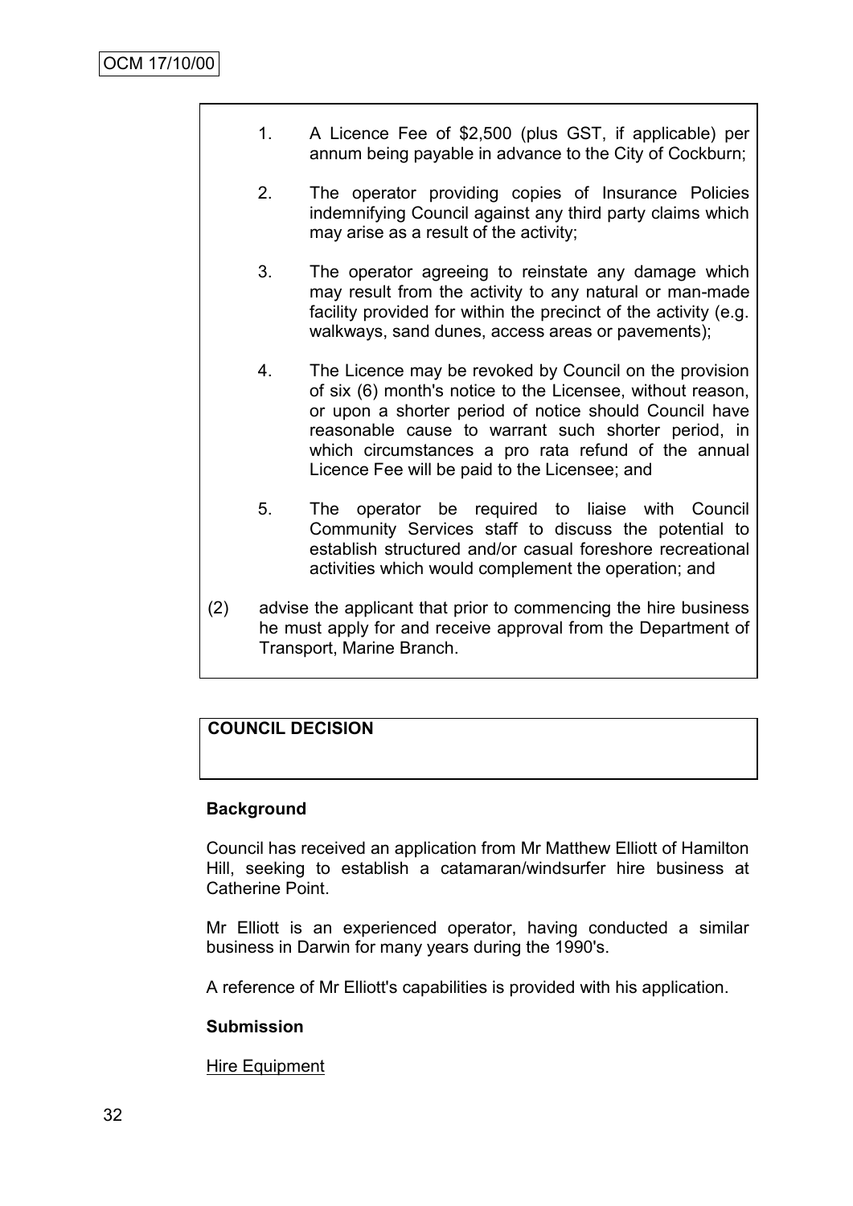1. A Licence Fee of $2,500 (plus GST, if applicable) per annum being payable in advance to the City of Cockburn;

2. The operator providing copies of Insurance Policies indemnifying Council against any third party claims which may arise as a result of the activity;

3. The operator agreeing to reinstate any damage which may result from the activity to any natural or man-made facility provided for within the precinct of the activity (e.g. walkways, sand dunes, access areas or pavements);

4. The Licence may be revoked by Council on the provision of six (6) month's notice to the Licensee, without reason, or upon a shorter period of notice should Council have reasonable cause to warrant such shorter period, in which circumstances a pro rata refund of the annual Licence Fee will be paid to the Licensee; and

5. The operator be required to liaise with Council Community Services staff to discuss the potential to establish structured and/or casual foreshore recreational activities which would complement the operation; and

(2) advise the applicant that prior to commencing the hire business he must apply for and receive approval from the Department of Transport, Marine Branch.

**COUNCIL DECISION**

**Background**

Council has received an application from Mr Matthew Elliott of Hamilton Hill, seeking to establish a catamaran/windsurfer hire business at Catherine Point.

Mr Elliott is an experienced operator, having conducted a similar business in Darwin for many years during the 1990's.

A reference of Mr Elliott's capabilities is provided with his application.

**Submission**

Hire Equipment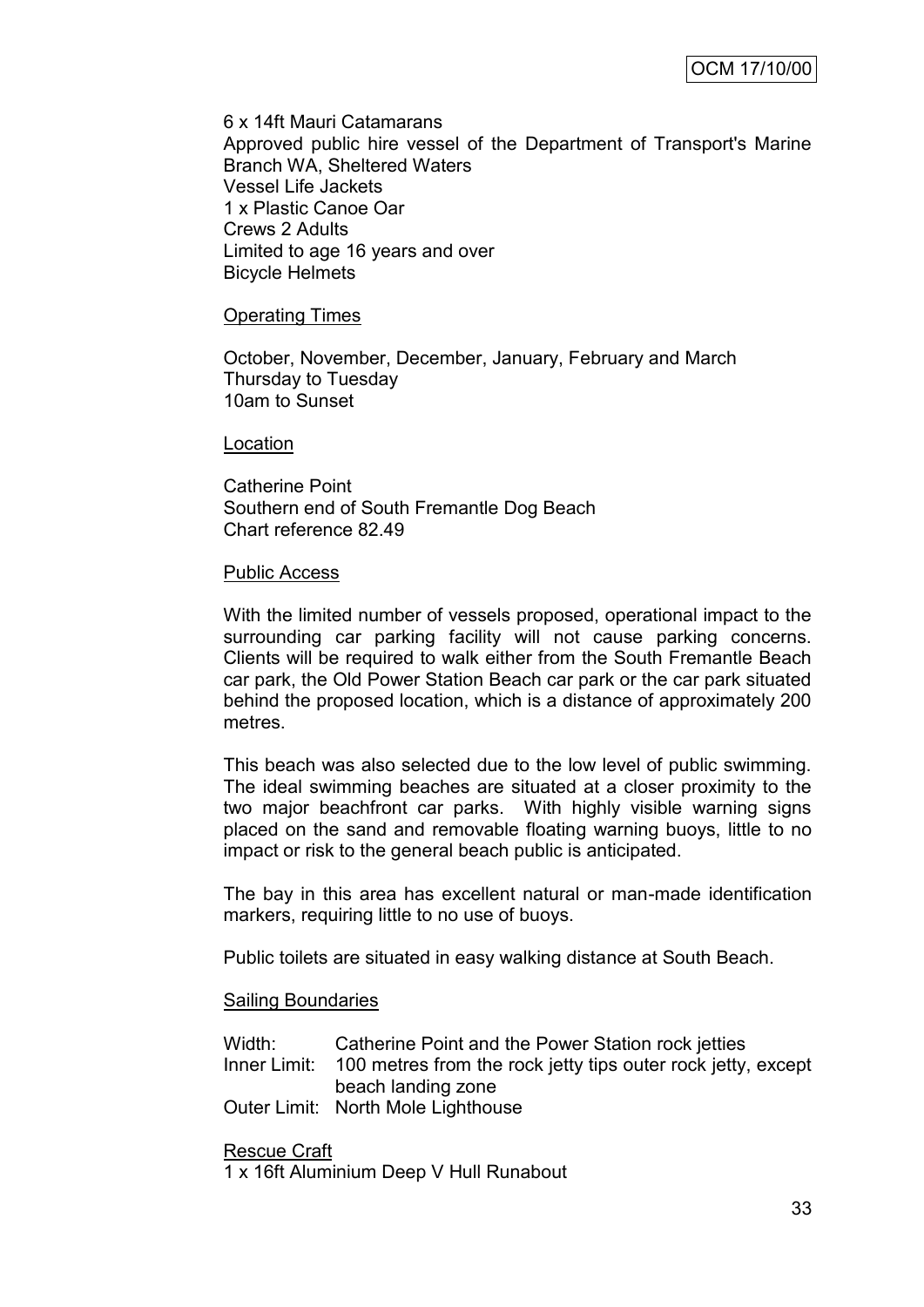6 x 14ft Mauri Catamarans
Approved public hire vessel of the Department of Transport's Marine Branch WA, Sheltered Waters
Vessel Life Jackets
1 x Plastic Canoe Oar
Crews 2 Adults
Limited to age 16 years and over
Bicycle Helmets

Operating Times

October, November, December, January, February and March
Thursday to Tuesday
10am to Sunset

Location

Catherine Point
Southern end of South Fremantle Dog Beach
Chart reference 82.49

Public Access

With the limited number of vessels proposed, operational impact to the surrounding car parking facility will not cause parking concerns. Clients will be required to walk either from the South Fremantle Beach car park, the Old Power Station Beach car park or the car park situated behind the proposed location, which is a distance of approximately 200 metres.

This beach was also selected due to the low level of public swimming. The ideal swimming beaches are situated at a closer proximity to the two major beachfront car parks. With highly visible warning signs placed on the sand and removable floating warning buoys, little to no impact or risk to the general beach public is anticipated.

The bay in this area has excellent natural or man-made identification markers, requiring little to no use of buoys.

Public toilets are situated in easy walking distance at South Beach.

Sailing Boundaries

| | |
|---|---|
| Width: | Catherine Point and the Power Station rock jetties |
| Inner Limit: | 100 metres from the rock jetty tips outer rock jetty, except beach landing zone |
| Outer Limit: | North Mole Lighthouse |

Rescue Craft
1 x 16ft Aluminium Deep V Hull Runabout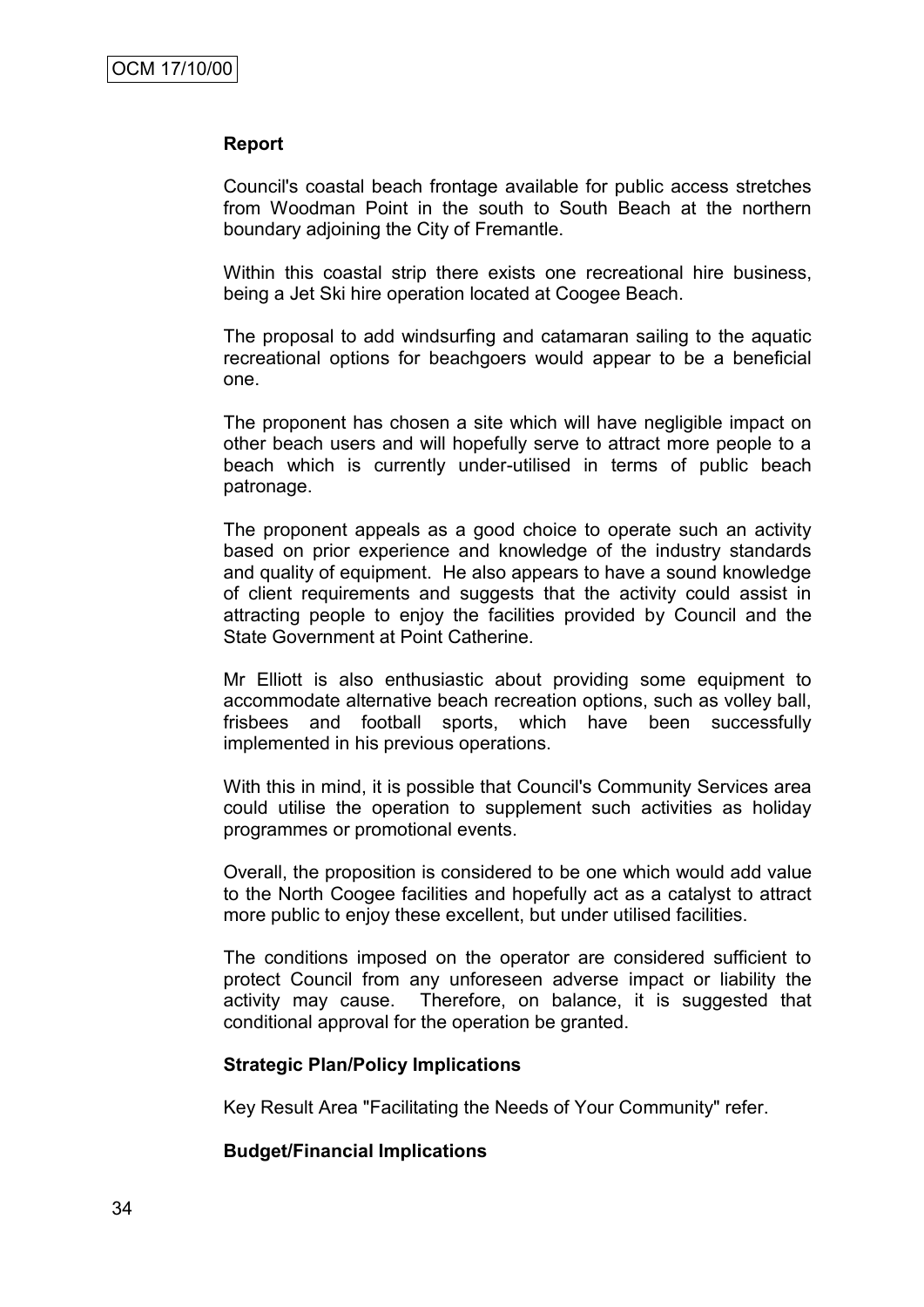**Report**

Council's coastal beach frontage available for public access stretches from Woodman Point in the south to South Beach at the northern boundary adjoining the City of Fremantle.

Within this coastal strip there exists one recreational hire business, being a Jet Ski hire operation located at Coogee Beach.

The proposal to add windsurfing and catamaran sailing to the aquatic recreational options for beachgoers would appear to be a beneficial one.

The proponent has chosen a site which will have negligible impact on other beach users and will hopefully serve to attract more people to a beach which is currently under-utilised in terms of public beach patronage.

The proponent appeals as a good choice to operate such an activity based on prior experience and knowledge of the industry standards and quality of equipment. He also appears to have a sound knowledge of client requirements and suggests that the activity could assist in attracting people to enjoy the facilities provided by Council and the State Government at Point Catherine.

Mr Elliott is also enthusiastic about providing some equipment to accommodate alternative beach recreation options, such as volley ball, frisbees and football sports, which have been successfully implemented in his previous operations.

With this in mind, it is possible that Council's Community Services area could utilise the operation to supplement such activities as holiday programmes or promotional events.

Overall, the proposition is considered to be one which would add value to the North Coogee facilities and hopefully act as a catalyst to attract more public to enjoy these excellent, but under utilised facilities.

The conditions imposed on the operator are considered sufficient to protect Council from any unforeseen adverse impact or liability the activity may cause. Therefore, on balance, it is suggested that conditional approval for the operation be granted.

**Strategic Plan/Policy Implications**

Key Result Area "Facilitating the Needs of Your Community" refer.

**Budget/Financial Implications**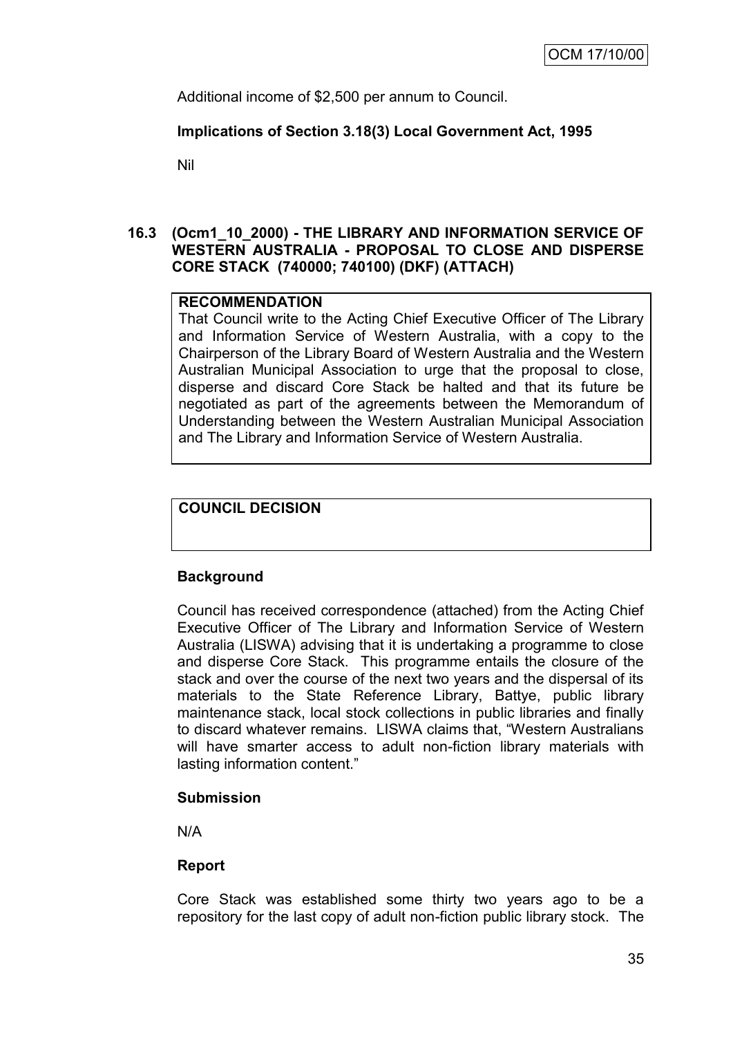Additional income of $2,500 per annum to Council.

**Implications of Section 3.18(3) Local Government Act, 1995**

Nil

## 16.3 (Ocm1_10_2000) - THE LIBRARY AND INFORMATION SERVICE OF WESTERN AUSTRALIA - PROPOSAL TO CLOSE AND DISPERSE CORE STACK (740000; 740100) (DKF) (ATTACH)

**RECOMMENDATION**

That Council write to the Acting Chief Executive Officer of The Library and Information Service of Western Australia, with a copy to the Chairperson of the Library Board of Western Australia and the Western Australian Municipal Association to urge that the proposal to close, disperse and discard Core Stack be halted and that its future be negotiated as part of the agreements between the Memorandum of Understanding between the Western Australian Municipal Association and The Library and Information Service of Western Australia.

**COUNCIL DECISION**

**Background**

Council has received correspondence (attached) from the Acting Chief Executive Officer of The Library and Information Service of Western Australia (LISWA) advising that it is undertaking a programme to close and disperse Core Stack. This programme entails the closure of the stack and over the course of the next two years and the dispersal of its materials to the State Reference Library, Battye, public library maintenance stack, local stock collections in public libraries and finally to discard whatever remains. LISWA claims that, "Western Australians will have smarter access to adult non-fiction library materials with lasting information content."

**Submission**

N/A

**Report**

Core Stack was established some thirty two years ago to be a repository for the last copy of adult non-fiction public library stock. The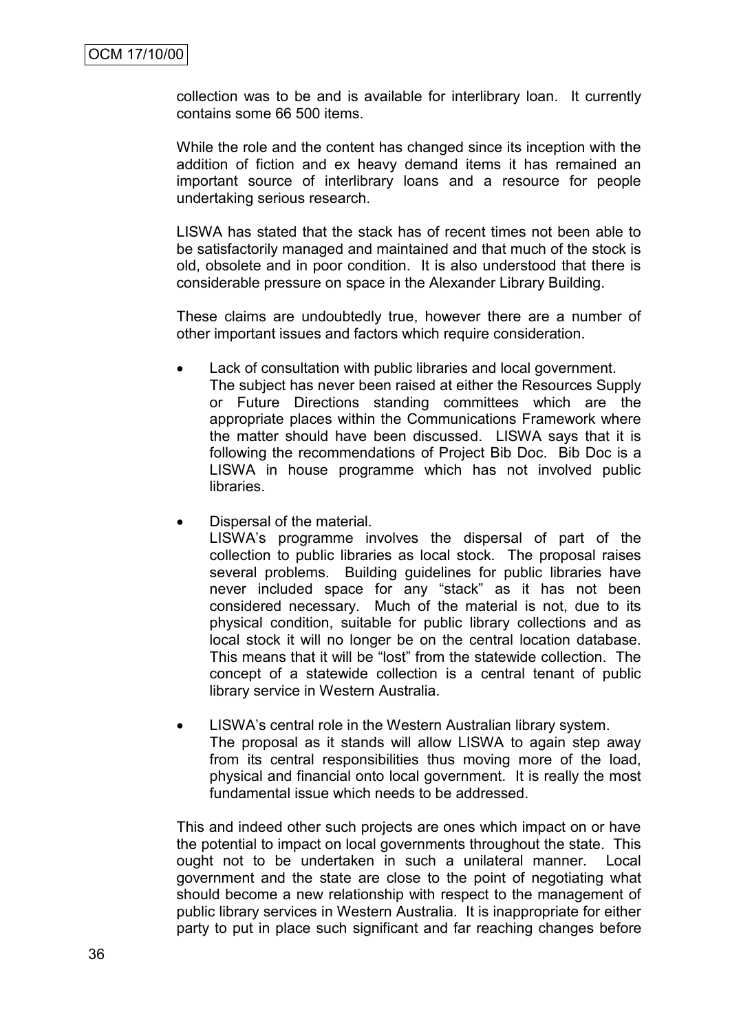collection was to be and is available for interlibrary loan. It currently contains some 66 500 items.

While the role and the content has changed since its inception with the addition of fiction and ex heavy demand items it has remained an important source of interlibrary loans and a resource for people undertaking serious research.

LISWA has stated that the stack has of recent times not been able to be satisfactorily managed and maintained and that much of the stock is old, obsolete and in poor condition. It is also understood that there is considerable pressure on space in the Alexander Library Building.

These claims are undoubtedly true, however there are a number of other important issues and factors which require consideration.

- Lack of consultation with public libraries and local government.
  The subject has never been raised at either the Resources Supply or Future Directions standing committees which are the appropriate places within the Communications Framework where the matter should have been discussed. LISWA says that it is following the recommendations of Project Bib Doc. Bib Doc is a LISWA in house programme which has not involved public libraries.

- Dispersal of the material.
  LISWA's programme involves the dispersal of part of the collection to public libraries as local stock. The proposal raises several problems. Building guidelines for public libraries have never included space for any "stack" as it has not been considered necessary. Much of the material is not, due to its physical condition, suitable for public library collections and as local stock it will no longer be on the central location database. This means that it will be "lost" from the statewide collection. The concept of a statewide collection is a central tenant of public library service in Western Australia.

- LISWA's central role in the Western Australian library system.
  The proposal as it stands will allow LISWA to again step away from its central responsibilities thus moving more of the load, physical and financial onto local government. It is really the most fundamental issue which needs to be addressed.

This and indeed other such projects are ones which impact on or have the potential to impact on local governments throughout the state. This ought not to be undertaken in such a unilateral manner. Local government and the state are close to the point of negotiating what should become a new relationship with respect to the management of public library services in Western Australia. It is inappropriate for either party to put in place such significant and far reaching changes before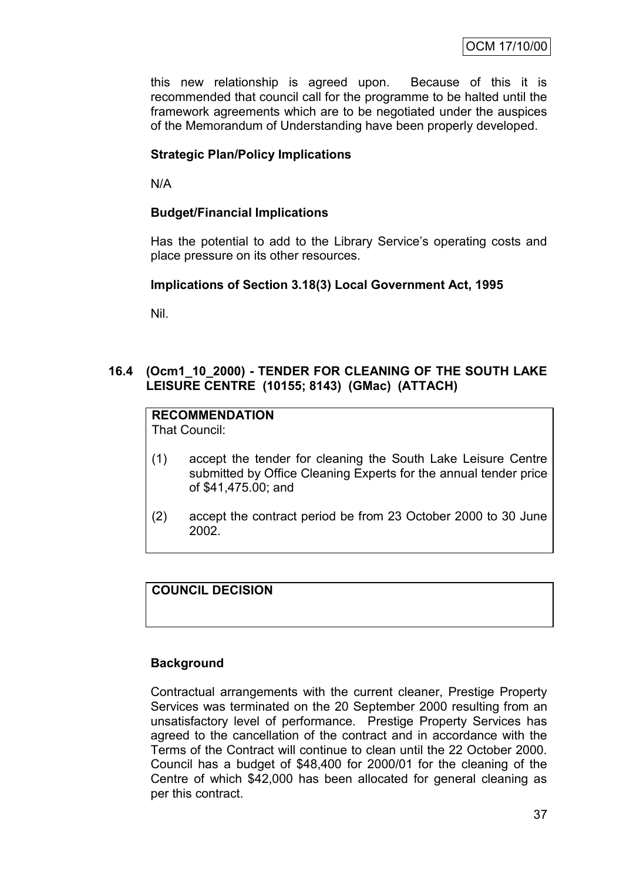this new relationship is agreed upon. Because of this it is recommended that council call for the programme to be halted until the framework agreements which are to be negotiated under the auspices of the Memorandum of Understanding have been properly developed.

**Strategic Plan/Policy Implications**

N/A

**Budget/Financial Implications**

Has the potential to add to the Library Service's operating costs and place pressure on its other resources.

**Implications of Section 3.18(3) Local Government Act, 1995**

Nil.

## 16.4 (Ocm1_10_2000) - TENDER FOR CLEANING OF THE SOUTH LAKE LEISURE CENTRE (10155; 8143) (GMac) (ATTACH)

**RECOMMENDATION**
That Council:

(1) accept the tender for cleaning the South Lake Leisure Centre submitted by Office Cleaning Experts for the annual tender price of $41,475.00; and

(2) accept the contract period be from 23 October 2000 to 30 June 2002.

**COUNCIL DECISION**

**Background**

Contractual arrangements with the current cleaner, Prestige Property Services was terminated on the 20 September 2000 resulting from an unsatisfactory level of performance. Prestige Property Services has agreed to the cancellation of the contract and in accordance with the Terms of the Contract will continue to clean until the 22 October 2000. Council has a budget of $48,400 for 2000/01 for the cleaning of the Centre of which $42,000 has been allocated for general cleaning as per this contract.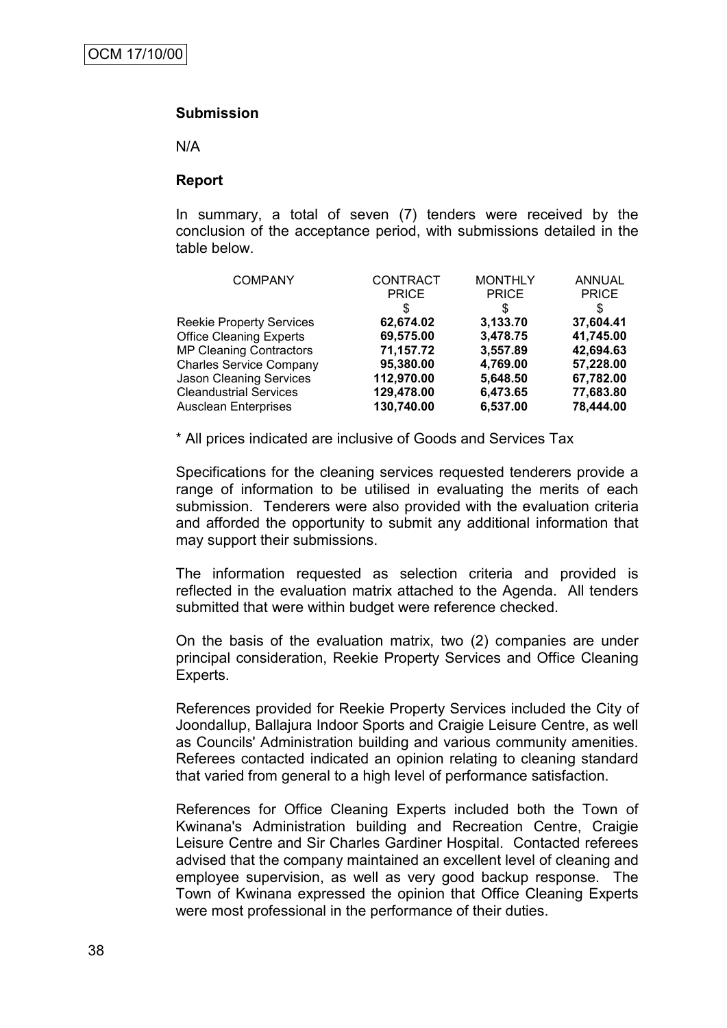### Submission

N/A

### Report

In summary, a total of seven (7) tenders were received by the conclusion of the acceptance period, with submissions detailed in the table below.

| COMPANY | CONTRACT PRICE $ | MONTHLY PRICE $ | ANNUAL PRICE $ |
|---|---|---|---|
| Reekie Property Services | **62,674.02** | **3,133.70** | **37,604.41** |
| Office Cleaning Experts | **69,575.00** | **3,478.75** | **41,745.00** |
| MP Cleaning Contractors | **71,157.72** | **3,557.89** | **42,694.63** |
| Charles Service Company | **95,380.00** | **4,769.00** | **57,228.00** |
| Jason Cleaning Services | **112,970.00** | **5,648.50** | **67,782.00** |
| Cleandustrial Services | **129,478.00** | **6,473.65** | **77,683.80** |
| Ausclean Enterprises | **130,740.00** | **6,537.00** | **78,444.00** |

\* All prices indicated are inclusive of Goods and Services Tax

Specifications for the cleaning services requested tenderers provide a range of information to be utilised in evaluating the merits of each submission. Tenderers were also provided with the evaluation criteria and afforded the opportunity to submit any additional information that may support their submissions.

The information requested as selection criteria and provided is reflected in the evaluation matrix attached to the Agenda. All tenders submitted that were within budget were reference checked.

On the basis of the evaluation matrix, two (2) companies are under principal consideration, Reekie Property Services and Office Cleaning Experts.

References provided for Reekie Property Services included the City of Joondallup, Ballajura Indoor Sports and Craigie Leisure Centre, as well as Councils' Administration building and various community amenities. Referees contacted indicated an opinion relating to cleaning standard that varied from general to a high level of performance satisfaction.

References for Office Cleaning Experts included both the Town of Kwinana's Administration building and Recreation Centre, Craigie Leisure Centre and Sir Charles Gardiner Hospital. Contacted referees advised that the company maintained an excellent level of cleaning and employee supervision, as well as very good backup response. The Town of Kwinana expressed the opinion that Office Cleaning Experts were most professional in the performance of their duties.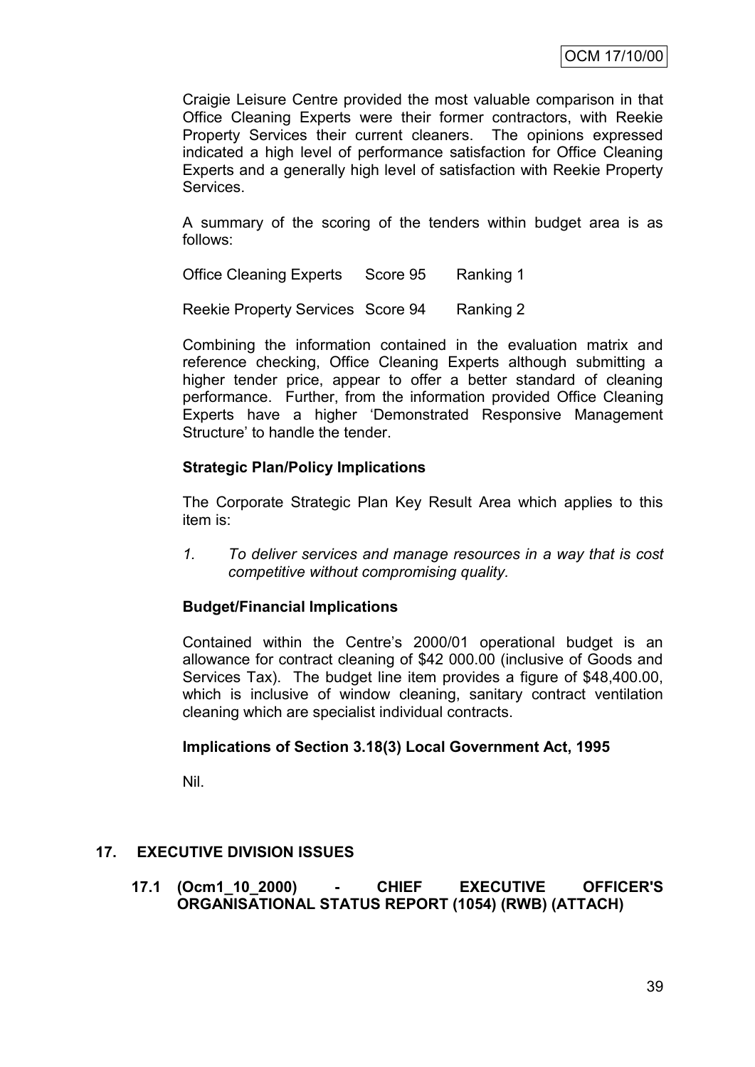Craigie Leisure Centre provided the most valuable comparison in that Office Cleaning Experts were their former contractors, with Reekie Property Services their current cleaners. The opinions expressed indicated a high level of performance satisfaction for Office Cleaning Experts and a generally high level of satisfaction with Reekie Property Services.

A summary of the scoring of the tenders within budget area is as follows:

| | | |
|---|---|---|
| Office Cleaning Experts | Score 95 | Ranking 1 |
| Reekie Property Services | Score 94 | Ranking 2 |

Combining the information contained in the evaluation matrix and reference checking, Office Cleaning Experts although submitting a higher tender price, appear to offer a better standard of cleaning performance. Further, from the information provided Office Cleaning Experts have a higher 'Demonstrated Responsive Management Structure' to handle the tender.

**Strategic Plan/Policy Implications**

The Corporate Strategic Plan Key Result Area which applies to this item is:

1. *To deliver services and manage resources in a way that is cost competitive without compromising quality.*

**Budget/Financial Implications**

Contained within the Centre's 2000/01 operational budget is an allowance for contract cleaning of $42 000.00 (inclusive of Goods and Services Tax). The budget line item provides a figure of $48,400.00, which is inclusive of window cleaning, sanitary contract ventilation cleaning which are specialist individual contracts.

**Implications of Section 3.18(3) Local Government Act, 1995**

Nil.

## 17. EXECUTIVE DIVISION ISSUES

### 17.1 (Ocm1_10_2000) - CHIEF EXECUTIVE OFFICER'S ORGANISATIONAL STATUS REPORT (1054) (RWB) (ATTACH)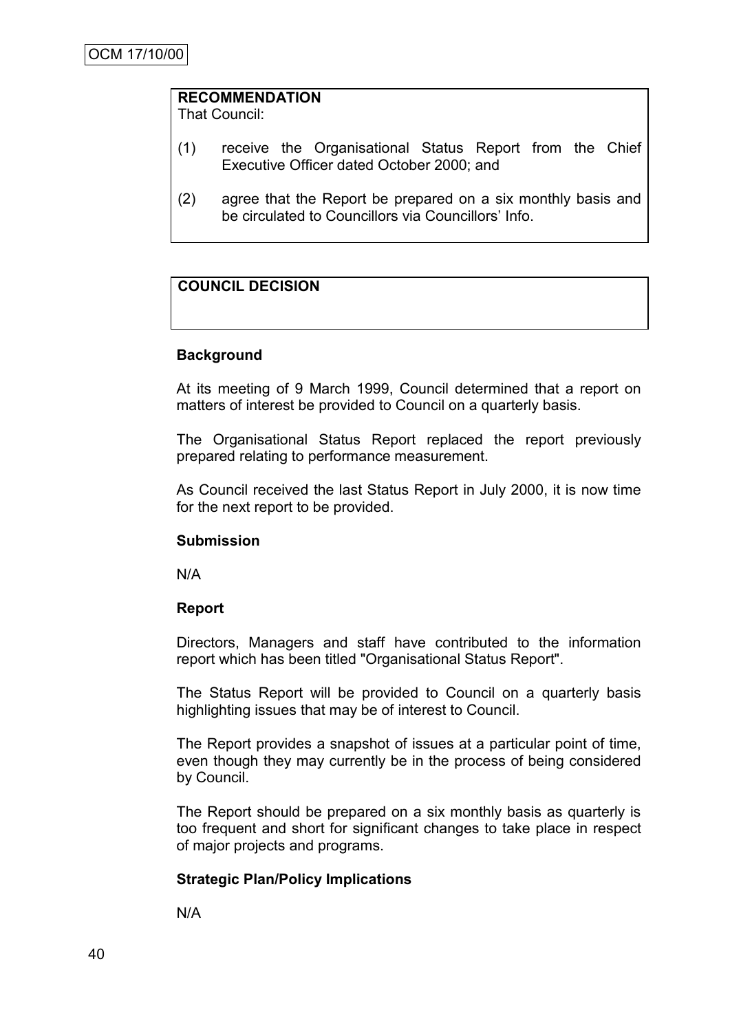OCM 17/10/00

**RECOMMENDATION**
That Council:

(1) receive the Organisational Status Report from the Chief Executive Officer dated October 2000; and

(2) agree that the Report be prepared on a six monthly basis and be circulated to Councillors via Councillors' Info.

**COUNCIL DECISION**

**Background**

At its meeting of 9 March 1999, Council determined that a report on matters of interest be provided to Council on a quarterly basis.

The Organisational Status Report replaced the report previously prepared relating to performance measurement.

As Council received the last Status Report in July 2000, it is now time for the next report to be provided.

**Submission**

N/A

**Report**

Directors, Managers and staff have contributed to the information report which has been titled "Organisational Status Report".

The Status Report will be provided to Council on a quarterly basis highlighting issues that may be of interest to Council.

The Report provides a snapshot of issues at a particular point of time, even though they may currently be in the process of being considered by Council.

The Report should be prepared on a six monthly basis as quarterly is too frequent and short for significant changes to take place in respect of major projects and programs.

**Strategic Plan/Policy Implications**

N/A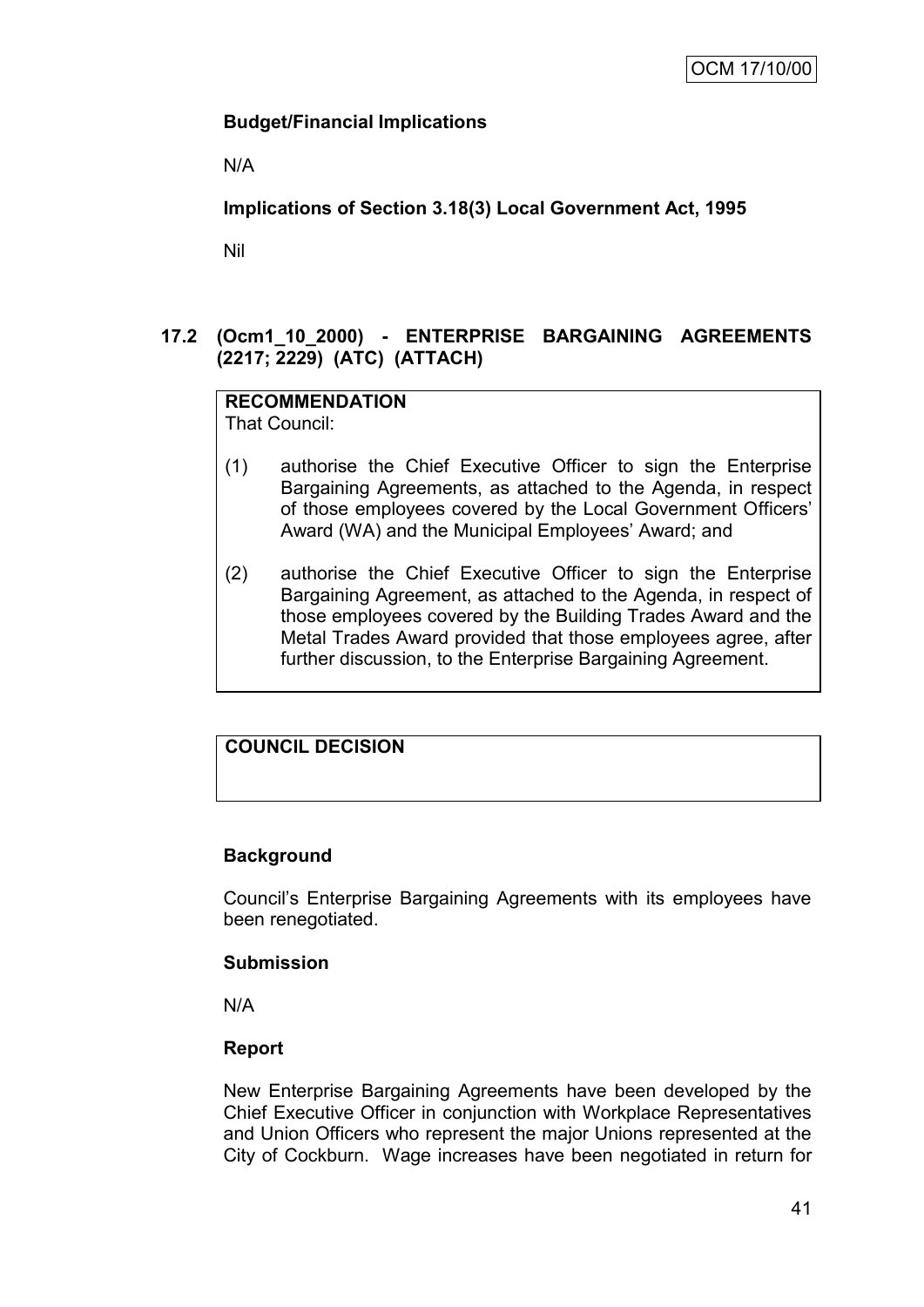**Budget/Financial Implications**

N/A

**Implications of Section 3.18(3) Local Government Act, 1995**

Nil

## 17.2 (Ocm1_10_2000) - ENTERPRISE BARGAINING AGREEMENTS (2217; 2229) (ATC) (ATTACH)

**RECOMMENDATION**
That Council:

(1) authorise the Chief Executive Officer to sign the Enterprise Bargaining Agreements, as attached to the Agenda, in respect of those employees covered by the Local Government Officers' Award (WA) and the Municipal Employees' Award; and

(2) authorise the Chief Executive Officer to sign the Enterprise Bargaining Agreement, as attached to the Agenda, in respect of those employees covered by the Building Trades Award and the Metal Trades Award provided that those employees agree, after further discussion, to the Enterprise Bargaining Agreement.

**COUNCIL DECISION**

**Background**

Council's Enterprise Bargaining Agreements with its employees have been renegotiated.

**Submission**

N/A

**Report**

New Enterprise Bargaining Agreements have been developed by the Chief Executive Officer in conjunction with Workplace Representatives and Union Officers who represent the major Unions represented at the City of Cockburn. Wage increases have been negotiated in return for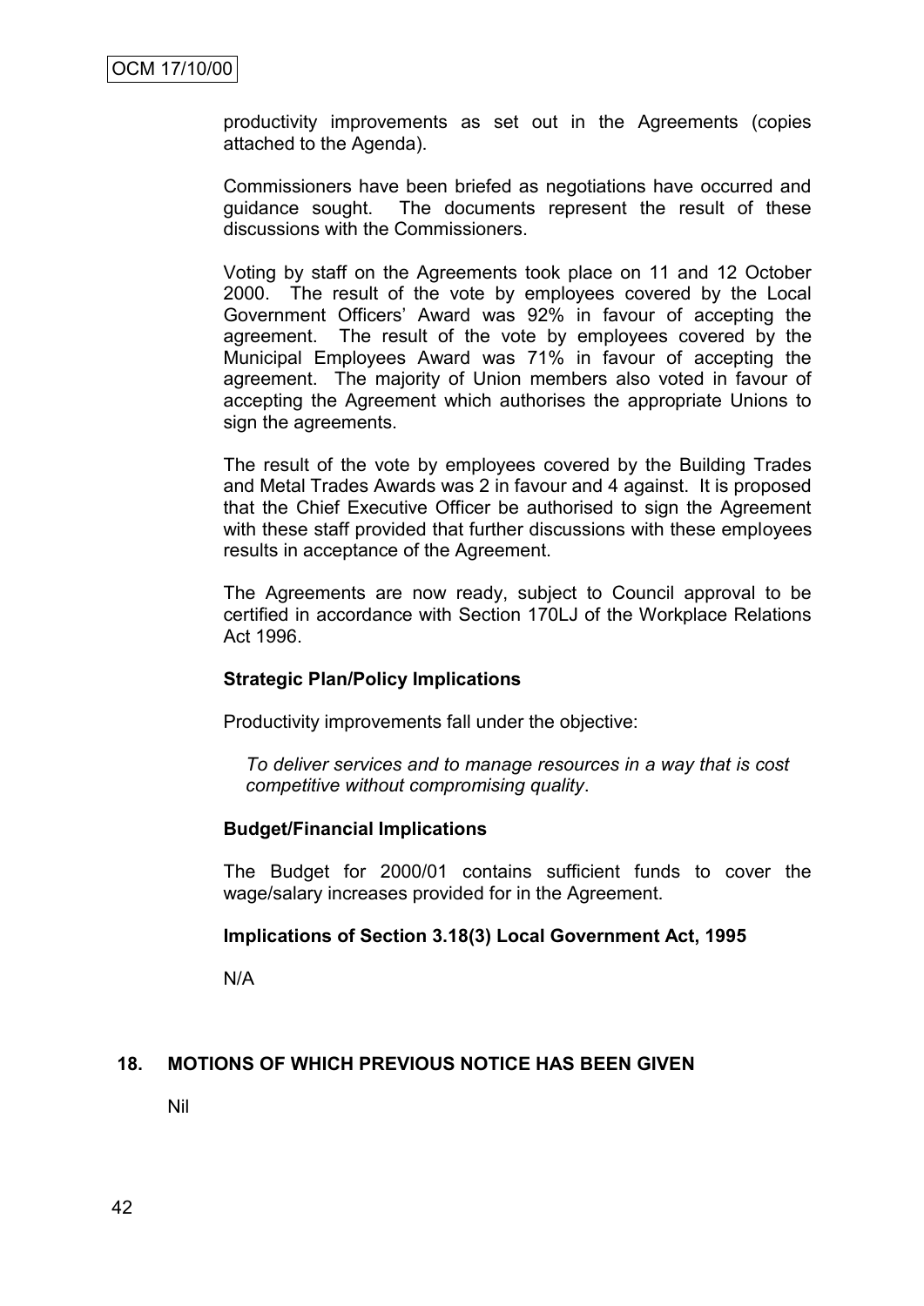productivity improvements as set out in the Agreements (copies attached to the Agenda).

Commissioners have been briefed as negotiations have occurred and guidance sought. The documents represent the result of these discussions with the Commissioners.

Voting by staff on the Agreements took place on 11 and 12 October 2000. The result of the vote by employees covered by the Local Government Officers' Award was 92% in favour of accepting the agreement. The result of the vote by employees covered by the Municipal Employees Award was 71% in favour of accepting the agreement. The majority of Union members also voted in favour of accepting the Agreement which authorises the appropriate Unions to sign the agreements.

The result of the vote by employees covered by the Building Trades and Metal Trades Awards was 2 in favour and 4 against. It is proposed that the Chief Executive Officer be authorised to sign the Agreement with these staff provided that further discussions with these employees results in acceptance of the Agreement.

The Agreements are now ready, subject to Council approval to be certified in accordance with Section 170LJ of the Workplace Relations Act 1996.

**Strategic Plan/Policy Implications**

Productivity improvements fall under the objective:

*To deliver services and to manage resources in a way that is cost competitive without compromising quality*.

**Budget/Financial Implications**

The Budget for 2000/01 contains sufficient funds to cover the wage/salary increases provided for in the Agreement.

**Implications of Section 3.18(3) Local Government Act, 1995**

N/A

## 18. MOTIONS OF WHICH PREVIOUS NOTICE HAS BEEN GIVEN

Nil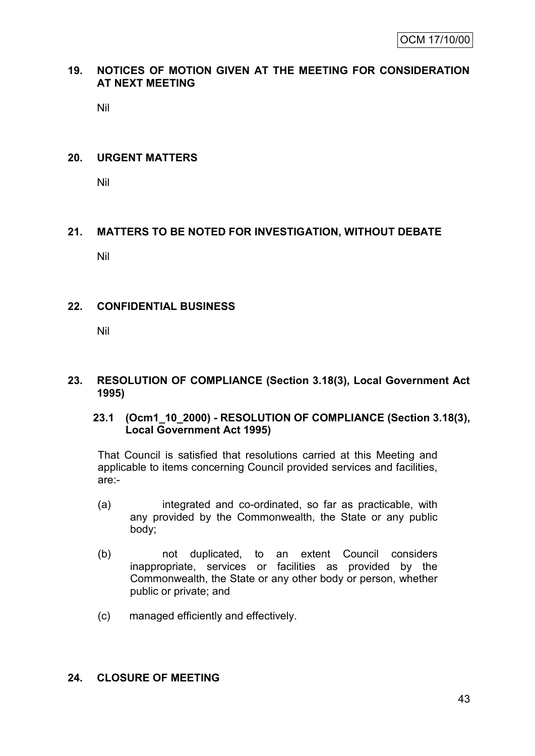## 19. NOTICES OF MOTION GIVEN AT THE MEETING FOR CONSIDERATION AT NEXT MEETING

Nil

## 20. URGENT MATTERS

Nil

## 21. MATTERS TO BE NOTED FOR INVESTIGATION, WITHOUT DEBATE

Nil

## 22. CONFIDENTIAL BUSINESS

Nil

## 23. RESOLUTION OF COMPLIANCE (Section 3.18(3), Local Government Act 1995)

### 23.1 (Ocm1_10_2000) - RESOLUTION OF COMPLIANCE (Section 3.18(3), Local Government Act 1995)

That Council is satisfied that resolutions carried at this Meeting and applicable to items concerning Council provided services and facilities, are:-

(a) integrated and co-ordinated, so far as practicable, with any provided by the Commonwealth, the State or any public body;

(b) not duplicated, to an extent Council considers inappropriate, services or facilities as provided by the Commonwealth, the State or any other body or person, whether public or private; and

(c) managed efficiently and effectively.

## 24. CLOSURE OF MEETING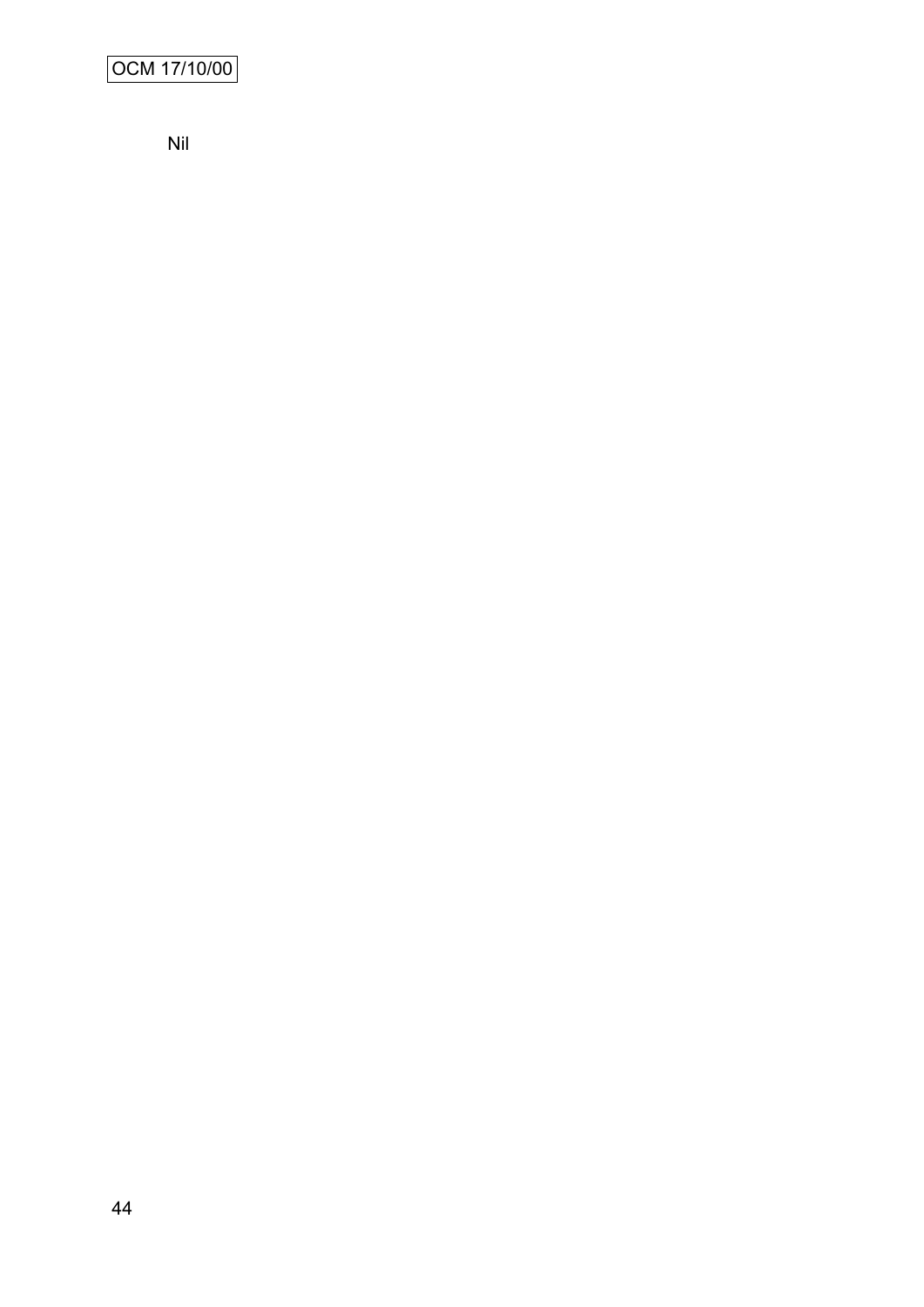Nil